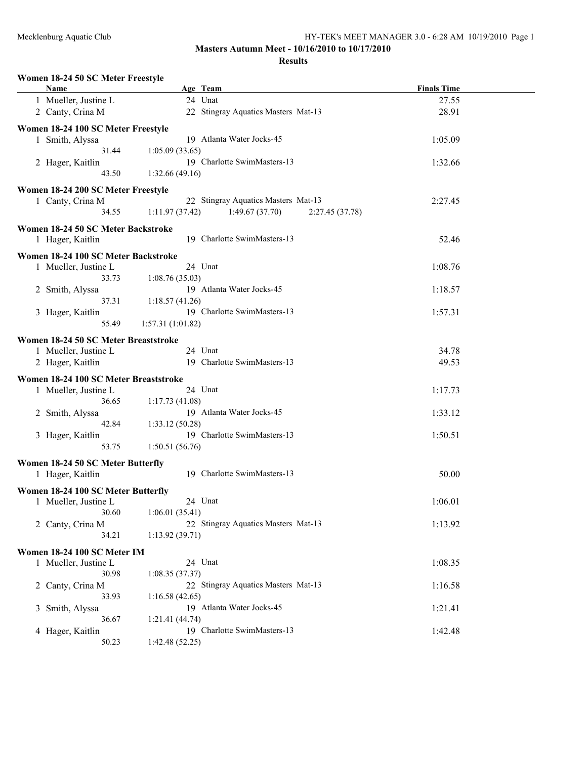Mecklenburg Aquatic Club

## Masters Autumn Meet - 10/16/2010 to 10/17/2010

### Results

#### Women 18-24 50 SC Meter Freestyle

| | Name | Age | Team | Finals Time |
|---|---|---|---|---|
| 1 | Mueller, Justine L | 24 | Unat | 27.55 |
| 2 | Canty, Crina M | 22 | Stingray Aquatics Masters Mat-13 | 28.91 |

#### Women 18-24 100 SC Meter Freestyle

| | Name | Age | Team | Finals Time |
|---|---|---|---|---|
| 1 | Smith, Alyssa | 19 | Atlanta Water Jocks-45 | 1:05.09 |
| | 31.44 | 1:05.09 (33.65) | | |
| 2 | Hager, Kaitlin | 19 | Charlotte SwimMasters-13 | 1:32.66 |
| | 43.50 | 1:32.66 (49.16) | | |

#### Women 18-24 200 SC Meter Freestyle

| | Name | Age | Team | Finals Time |
|---|---|---|---|---|
| 1 | Canty, Crina M | 22 | Stingray Aquatics Masters Mat-13 | 2:27.45 |
| | 34.55 | 1:11.97 (37.42) | 1:49.67 (37.70) 2:27.45 (37.78) | |

#### Women 18-24 50 SC Meter Backstroke

| | Name | Age | Team | Finals Time |
|---|---|---|---|---|
| 1 | Hager, Kaitlin | 19 | Charlotte SwimMasters-13 | 52.46 |

#### Women 18-24 100 SC Meter Backstroke

| | Name | Age | Team | Finals Time |
|---|---|---|---|---|
| 1 | Mueller, Justine L | 24 | Unat | 1:08.76 |
| | 33.73 | 1:08.76 (35.03) | | |
| 2 | Smith, Alyssa | 19 | Atlanta Water Jocks-45 | 1:18.57 |
| | 37.31 | 1:18.57 (41.26) | | |
| 3 | Hager, Kaitlin | 19 | Charlotte SwimMasters-13 | 1:57.31 |
| | 55.49 | 1:57.31 (1:01.82) | | |

#### Women 18-24 50 SC Meter Breaststroke

| | Name | Age | Team | Finals Time |
|---|---|---|---|---|
| 1 | Mueller, Justine L | 24 | Unat | 34.78 |
| 2 | Hager, Kaitlin | 19 | Charlotte SwimMasters-13 | 49.53 |

#### Women 18-24 100 SC Meter Breaststroke

| | Name | Age | Team | Finals Time |
|---|---|---|---|---|
| 1 | Mueller, Justine L | 24 | Unat | 1:17.73 |
| | 36.65 | 1:17.73 (41.08) | | |
| 2 | Smith, Alyssa | 19 | Atlanta Water Jocks-45 | 1:33.12 |
| | 42.84 | 1:33.12 (50.28) | | |
| 3 | Hager, Kaitlin | 19 | Charlotte SwimMasters-13 | 1:50.51 |
| | 53.75 | 1:50.51 (56.76) | | |

#### Women 18-24 50 SC Meter Butterfly

| | Name | Age | Team | Finals Time |
|---|---|---|---|---|
| 1 | Hager, Kaitlin | 19 | Charlotte SwimMasters-13 | 50.00 |

#### Women 18-24 100 SC Meter Butterfly

| | Name | Age | Team | Finals Time |
|---|---|---|---|---|
| 1 | Mueller, Justine L | 24 | Unat | 1:06.01 |
| | 30.60 | 1:06.01 (35.41) | | |
| 2 | Canty, Crina M | 22 | Stingray Aquatics Masters Mat-13 | 1:13.92 |
| | 34.21 | 1:13.92 (39.71) | | |

#### Women 18-24 100 SC Meter IM

| | Name | Age | Team | Finals Time |
|---|---|---|---|---|
| 1 | Mueller, Justine L | 24 | Unat | 1:08.35 |
| | 30.98 | 1:08.35 (37.37) | | |
| 2 | Canty, Crina M | 22 | Stingray Aquatics Masters Mat-13 | 1:16.58 |
| | 33.93 | 1:16.58 (42.65) | | |
| 3 | Smith, Alyssa | 19 | Atlanta Water Jocks-45 | 1:21.41 |
| | 36.67 | 1:21.41 (44.74) | | |
| 4 | Hager, Kaitlin | 19 | Charlotte SwimMasters-13 | 1:42.48 |
| | 50.23 | 1:42.48 (52.25) | | |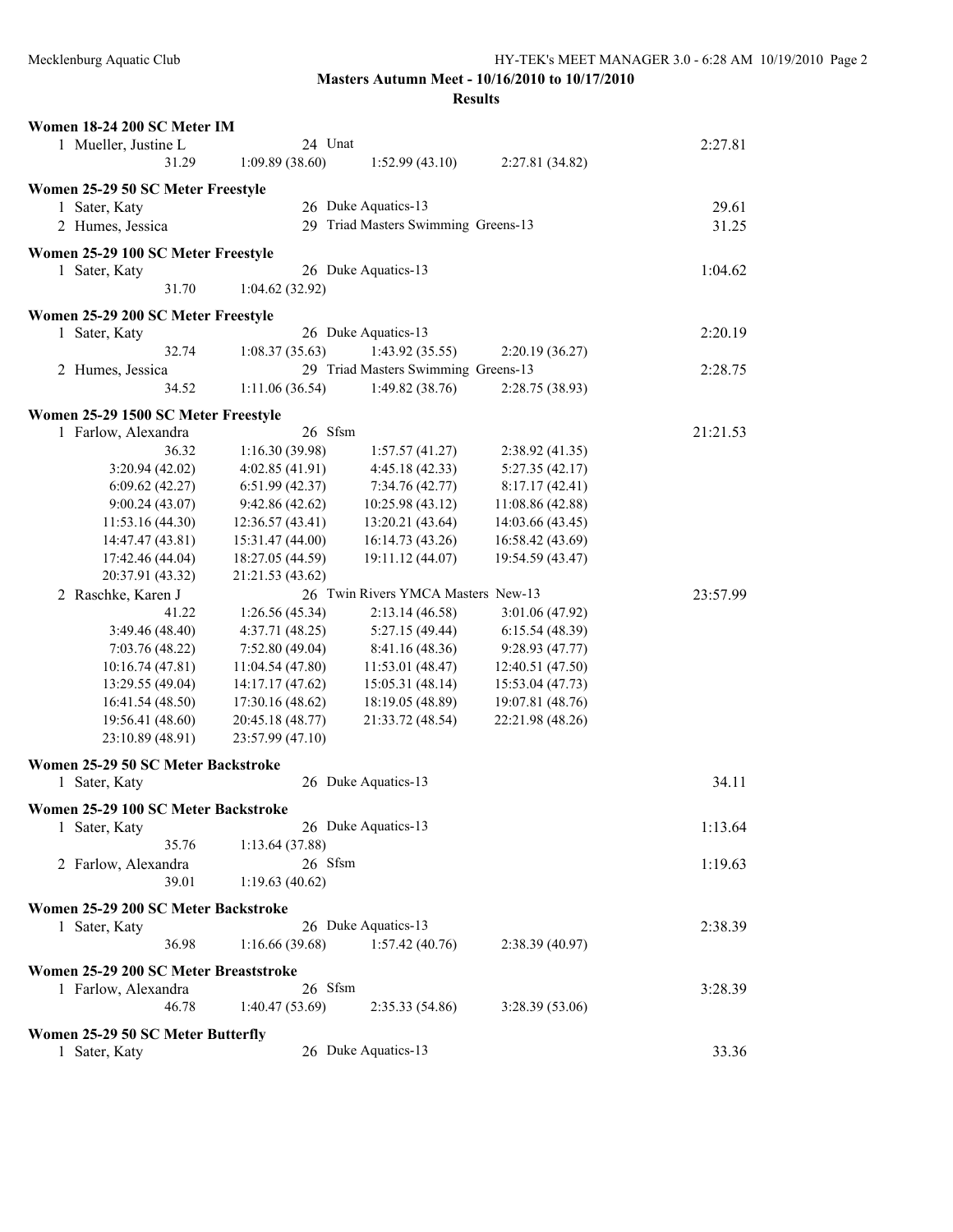**Masters Autumn Meet - 10/16/2010 to 10/17/2010**

**Results**

### Women 18-24 200 SC Meter IM

```
  1 Mueller, Justine L          24 Unat                                        2:27.81
         31.29      1:09.89 (38.60)    1:52.99 (43.10)    2:27.81 (34.82)
```

### Women 25-29 50 SC Meter Freestyle

```
  1 Sater, Katy                 26 Duke Aquatics-13                            29.61
  2 Humes, Jessica              29 Triad Masters Swimming Greens-13            31.25
```

### Women 25-29 100 SC Meter Freestyle

```
  1 Sater, Katy                 26 Duke Aquatics-13                            1:04.62
         31.70      1:04.62 (32.92)
```

### Women 25-29 200 SC Meter Freestyle

```
  1 Sater, Katy                 26 Duke Aquatics-13                            2:20.19
         32.74      1:08.37 (35.63)    1:43.92 (35.55)    2:20.19 (36.27)
  2 Humes, Jessica              29 Triad Masters Swimming Greens-13            2:28.75
         34.52      1:11.06 (36.54)    1:49.82 (38.76)    2:28.75 (38.93)
```

### Women 25-29 1500 SC Meter Freestyle

```
  1 Farlow, Alexandra           26 Sfsm                                        21:21.53
         36.32      1:16.30 (39.98)    1:57.57 (41.27)    2:38.92 (41.35)
   3:20.94 (42.02)  4:02.85 (41.91)    4:45.18 (42.33)    5:27.35 (42.17)
   6:09.62 (42.27)  6:51.99 (42.37)    7:34.76 (42.77)    8:17.17 (42.41)
   9:00.24 (43.07)  9:42.86 (42.62)   10:25.98 (43.12)   11:08.86 (42.88)
  11:53.16 (44.30) 12:36.57 (43.41)   13:20.21 (43.64)   14:03.66 (43.45)
  14:47.47 (43.81) 15:31.47 (44.00)   16:14.73 (43.26)   16:58.42 (43.69)
  17:42.46 (44.04) 18:27.05 (44.59)   19:11.12 (44.07)   19:54.59 (43.47)
  20:37.91 (43.32) 21:21.53 (43.62)
  2 Raschke, Karen J            26 Twin Rivers YMCA Masters New-13             23:57.99
         41.22      1:26.56 (45.34)    2:13.14 (46.58)    3:01.06 (47.92)
   3:49.46 (48.40)  4:37.71 (48.25)    5:27.15 (49.44)    6:15.54 (48.39)
   7:03.76 (48.22)  7:52.80 (49.04)    8:41.16 (48.36)    9:28.93 (47.77)
  10:16.74 (47.81) 11:04.54 (47.80)   11:53.01 (48.47)   12:40.51 (47.50)
  13:29.55 (49.04) 14:17.17 (47.62)   15:05.31 (48.14)   15:53.04 (47.73)
  16:41.54 (48.50) 17:30.16 (48.62)   18:19.05 (48.89)   19:07.81 (48.76)
  19:56.41 (48.60) 20:45.18 (48.77)   21:33.72 (48.54)   22:21.98 (48.26)
  23:10.89 (48.91) 23:57.99 (47.10)
```

### Women 25-29 50 SC Meter Backstroke

```
  1 Sater, Katy                 26 Duke Aquatics-13                            34.11
```

### Women 25-29 100 SC Meter Backstroke

```
  1 Sater, Katy                 26 Duke Aquatics-13                            1:13.64
         35.76      1:13.64 (37.88)
  2 Farlow, Alexandra           26 Sfsm                                        1:19.63
         39.01      1:19.63 (40.62)
```

### Women 25-29 200 SC Meter Backstroke

```
  1 Sater, Katy                 26 Duke Aquatics-13                            2:38.39
         36.98      1:16.66 (39.68)    1:57.42 (40.76)    2:38.39 (40.97)
```

### Women 25-29 200 SC Meter Breaststroke

```
  1 Farlow, Alexandra           26 Sfsm                                        3:28.39
         46.78      1:40.47 (53.69)    2:35.33 (54.86)    3:28.39 (53.06)
```

### Women 25-29 50 SC Meter Butterfly

```
  1 Sater, Katy                 26 Duke Aquatics-13                            33.36
```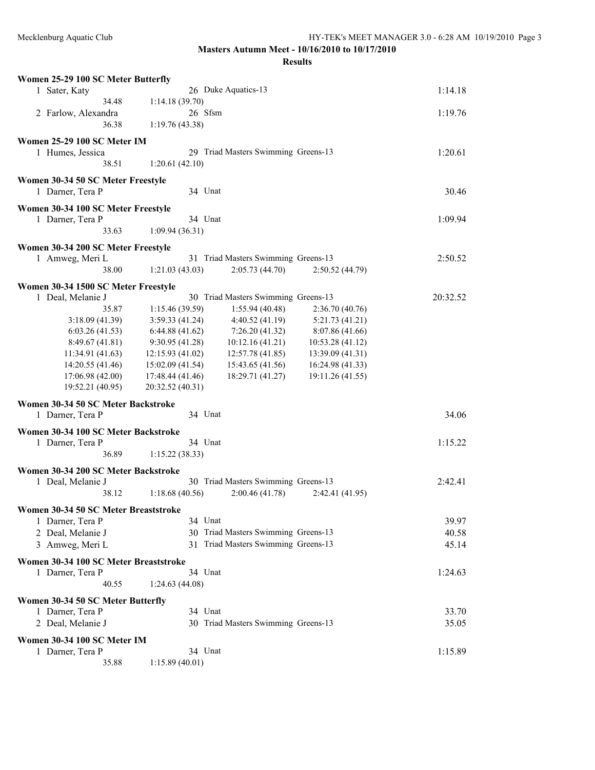## Masters Autumn Meet - 10/16/2010 to 10/17/2010

### Results

**Women 25-29 100 SC Meter Butterfly**

| Place | Name | Age | Team | | | Time |
|---|---|---|---|---|---|---|
| 1 | Sater, Katy | 26 | Duke Aquatics-13 | | | 1:14.18 |
| | 34.48 | 1:14.18 (39.70) | | | | |
| 2 | Farlow, Alexandra | 26 | Sfsm | | | 1:19.76 |
| | 36.38 | 1:19.76 (43.38) | | | | |

**Women 25-29 100 SC Meter IM**

| Place | Name | Age | Team | | | Time |
|---|---|---|---|---|---|---|
| 1 | Humes, Jessica | 29 | Triad Masters Swimming Greens-13 | | | 1:20.61 |
| | 38.51 | 1:20.61 (42.10) | | | | |

**Women 30-34 50 SC Meter Freestyle**

| Place | Name | Age | Team | Time |
|---|---|---|---|---|
| 1 | Darner, Tera P | 34 | Unat | 30.46 |

**Women 30-34 100 SC Meter Freestyle**

| Place | Name | Age | Team | | | Time |
|---|---|---|---|---|---|---|
| 1 | Darner, Tera P | 34 | Unat | | | 1:09.94 |
| | 33.63 | 1:09.94 (36.31) | | | | |

**Women 30-34 200 SC Meter Freestyle**

| Place | Name | Age | Team | | | Time |
|---|---|---|---|---|---|---|
| 1 | Amweg, Meri L | 31 | Triad Masters Swimming Greens-13 | | | 2:50.52 |
| | 38.00 | 1:21.03 (43.03) | 2:05.73 (44.70) | 2:50.52 (44.79) | | |

**Women 30-34 1500 SC Meter Freestyle**

| Place | Name | Age | Team | | | Time |
|---|---|---|---|---|---|---|
| 1 | Deal, Melanie J | 30 | Triad Masters Swimming Greens-13 | | | 20:32.52 |
| | 35.87 | 1:15.46 (39.59) | 1:55.94 (40.48) | 2:36.70 (40.76) | | |
| | 3:18.09 (41.39) | 3:59.33 (41.24) | 4:40.52 (41.19) | 5:21.73 (41.21) | | |
| | 6:03.26 (41.53) | 6:44.88 (41.62) | 7:26.20 (41.32) | 8:07.86 (41.66) | | |
| | 8:49.67 (41.81) | 9:30.95 (41.28) | 10:12.16 (41.21) | 10:53.28 (41.12) | | |
| | 11:34.91 (41.63) | 12:15.93 (41.02) | 12:57.78 (41.85) | 13:39.09 (41.31) | | |
| | 14:20.55 (41.46) | 15:02.09 (41.54) | 15:43.65 (41.56) | 16:24.98 (41.33) | | |
| | 17:06.98 (42.00) | 17:48.44 (41.46) | 18:29.71 (41.27) | 19:11.26 (41.55) | | |
| | 19:52.21 (40.95) | 20:32.52 (40.31) | | | | |

**Women 30-34 50 SC Meter Backstroke**

| Place | Name | Age | Team | Time |
|---|---|---|---|---|
| 1 | Darner, Tera P | 34 | Unat | 34.06 |

**Women 30-34 100 SC Meter Backstroke**

| Place | Name | Age | Team | | | Time |
|---|---|---|---|---|---|---|
| 1 | Darner, Tera P | 34 | Unat | | | 1:15.22 |
| | 36.89 | 1:15.22 (38.33) | | | | |

**Women 30-34 200 SC Meter Backstroke**

| Place | Name | Age | Team | | | Time |
|---|---|---|---|---|---|---|
| 1 | Deal, Melanie J | 30 | Triad Masters Swimming Greens-13 | | | 2:42.41 |
| | 38.12 | 1:18.68 (40.56) | 2:00.46 (41.78) | 2:42.41 (41.95) | | |

**Women 30-34 50 SC Meter Breaststroke**

| Place | Name | Age | Team | Time |
|---|---|---|---|---|
| 1 | Darner, Tera P | 34 | Unat | 39.97 |
| 2 | Deal, Melanie J | 30 | Triad Masters Swimming Greens-13 | 40.58 |
| 3 | Amweg, Meri L | 31 | Triad Masters Swimming Greens-13 | 45.14 |

**Women 30-34 100 SC Meter Breaststroke**

| Place | Name | Age | Team | | | Time |
|---|---|---|---|---|---|---|
| 1 | Darner, Tera P | 34 | Unat | | | 1:24.63 |
| | 40.55 | 1:24.63 (44.08) | | | | |

**Women 30-34 50 SC Meter Butterfly**

| Place | Name | Age | Team | Time |
|---|---|---|---|---|
| 1 | Darner, Tera P | 34 | Unat | 33.70 |
| 2 | Deal, Melanie J | 30 | Triad Masters Swimming Greens-13 | 35.05 |

**Women 30-34 100 SC Meter IM**

| Place | Name | Age | Team | | | Time |
|---|---|---|---|---|---|---|
| 1 | Darner, Tera P | 34 | Unat | | | 1:15.89 |
| | 35.88 | 1:15.89 (40.01) | | | | |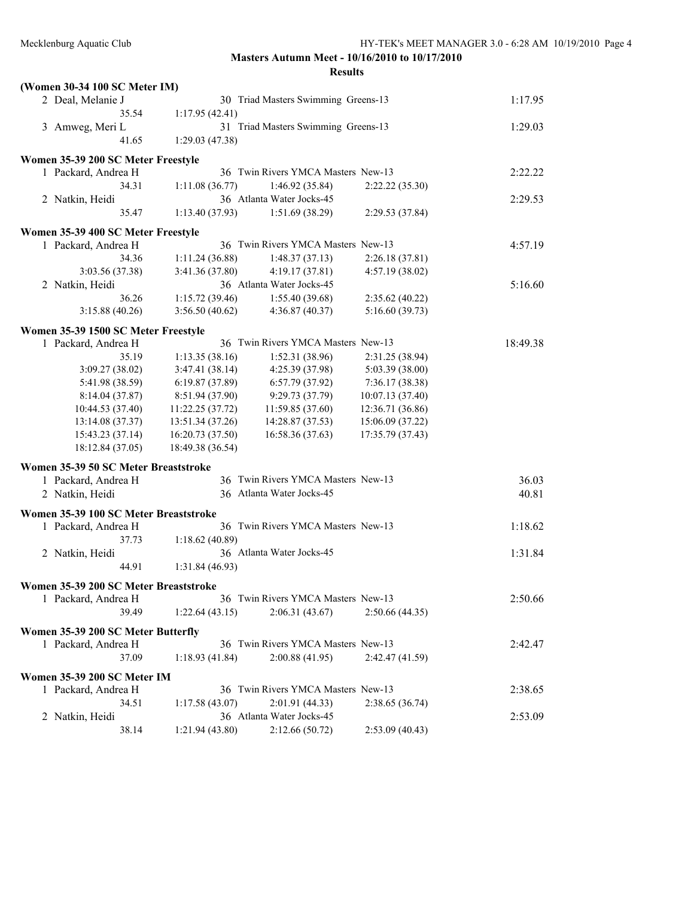**Masters Autumn Meet - 10/16/2010 to 10/17/2010**

**Results**

### (Women 30-34 100 SC Meter IM)

| | Name | Age | Team | | Time |
|---|---|---|---|---|---|
| 2 | Deal, Melanie J | 30 | Triad Masters Swimming Greens-13 | | 1:17.95 |
| | 35.54 | 1:17.95 (42.41) | | | |
| 3 | Amweg, Meri L | 31 | Triad Masters Swimming Greens-13 | | 1:29.03 |
| | 41.65 | 1:29.03 (47.38) | | | |

### Women 35-39 200 SC Meter Freestyle

| | Name | Age | Team | | Time |
|---|---|---|---|---|---|
| 1 | Packard, Andrea H | 36 | Twin Rivers YMCA Masters New-13 | | 2:22.22 |
| | 34.31 | 1:11.08 (36.77) | 1:46.92 (35.84) | 2:22.22 (35.30) | |
| 2 | Natkin, Heidi | 36 | Atlanta Water Jocks-45 | | 2:29.53 |
| | 35.47 | 1:13.40 (37.93) | 1:51.69 (38.29) | 2:29.53 (37.84) | |

### Women 35-39 400 SC Meter Freestyle

| | Name | Age | Team | | Time |
|---|---|---|---|---|---|
| 1 | Packard, Andrea H | 36 | Twin Rivers YMCA Masters New-13 | | 4:57.19 |
| | 34.36 | 1:11.24 (36.88) | 1:48.37 (37.13) | 2:26.18 (37.81) | |
| | 3:03.56 (37.38) | 3:41.36 (37.80) | 4:19.17 (37.81) | 4:57.19 (38.02) | |
| 2 | Natkin, Heidi | 36 | Atlanta Water Jocks-45 | | 5:16.60 |
| | 36.26 | 1:15.72 (39.46) | 1:55.40 (39.68) | 2:35.62 (40.22) | |
| | 3:15.88 (40.26) | 3:56.50 (40.62) | 4:36.87 (40.37) | 5:16.60 (39.73) | |

### Women 35-39 1500 SC Meter Freestyle

| | Name | Age | Team | | Time |
|---|---|---|---|---|---|
| 1 | Packard, Andrea H | 36 | Twin Rivers YMCA Masters New-13 | | 18:49.38 |
| | 35.19 | 1:13.35 (38.16) | 1:52.31 (38.96) | 2:31.25 (38.94) | |
| | 3:09.27 (38.02) | 3:47.41 (38.14) | 4:25.39 (37.98) | 5:03.39 (38.00) | |
| | 5:41.98 (38.59) | 6:19.87 (37.89) | 6:57.79 (37.92) | 7:36.17 (38.38) | |
| | 8:14.04 (37.87) | 8:51.94 (37.90) | 9:29.73 (37.79) | 10:07.13 (37.40) | |
| | 10:44.53 (37.40) | 11:22.25 (37.72) | 11:59.85 (37.60) | 12:36.71 (36.86) | |
| | 13:14.08 (37.37) | 13:51.34 (37.26) | 14:28.87 (37.53) | 15:06.09 (37.22) | |
| | 15:43.23 (37.14) | 16:20.73 (37.50) | 16:58.36 (37.63) | 17:35.79 (37.43) | |
| | 18:12.84 (37.05) | 18:49.38 (36.54) | | | |

### Women 35-39 50 SC Meter Breaststroke

| | Name | Age | Team | Time |
|---|---|---|---|---|
| 1 | Packard, Andrea H | 36 | Twin Rivers YMCA Masters New-13 | 36.03 |
| 2 | Natkin, Heidi | 36 | Atlanta Water Jocks-45 | 40.81 |

### Women 35-39 100 SC Meter Breaststroke

| | Name | Age | Team | Time |
|---|---|---|---|---|
| 1 | Packard, Andrea H | 36 | Twin Rivers YMCA Masters New-13 | 1:18.62 |
| | 37.73 | 1:18.62 (40.89) | | |
| 2 | Natkin, Heidi | 36 | Atlanta Water Jocks-45 | 1:31.84 |
| | 44.91 | 1:31.84 (46.93) | | |

### Women 35-39 200 SC Meter Breaststroke

| | Name | Age | Team | | Time |
|---|---|---|---|---|---|
| 1 | Packard, Andrea H | 36 | Twin Rivers YMCA Masters New-13 | | 2:50.66 |
| | 39.49 | 1:22.64 (43.15) | 2:06.31 (43.67) | 2:50.66 (44.35) | |

### Women 35-39 200 SC Meter Butterfly

| | Name | Age | Team | | Time |
|---|---|---|---|---|---|
| 1 | Packard, Andrea H | 36 | Twin Rivers YMCA Masters New-13 | | 2:42.47 |
| | 37.09 | 1:18.93 (41.84) | 2:00.88 (41.95) | 2:42.47 (41.59) | |

### Women 35-39 200 SC Meter IM

| | Name | Age | Team | | Time |
|---|---|---|---|---|---|
| 1 | Packard, Andrea H | 36 | Twin Rivers YMCA Masters New-13 | | 2:38.65 |
| | 34.51 | 1:17.58 (43.07) | 2:01.91 (44.33) | 2:38.65 (36.74) | |
| 2 | Natkin, Heidi | 36 | Atlanta Water Jocks-45 | | 2:53.09 |
| | 38.14 | 1:21.94 (43.80) | 2:12.66 (50.72) | 2:53.09 (40.43) | |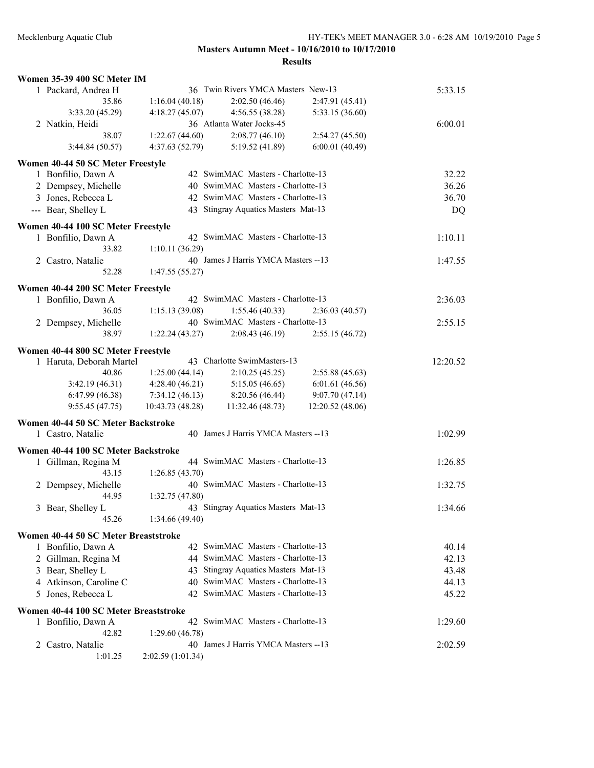**Masters Autumn Meet - 10/16/2010 to 10/17/2010**

**Results**

### Women 35-39 400 SC Meter IM

1 Packard, Andrea H — 36 Twin Rivers YMCA Masters New-13 — 5:33.15
35.86 | 1:16.04 (40.18) | 2:02.50 (46.46) | 2:47.91 (45.41)
3:33.20 (45.29) | 4:18.27 (45.07) | 4:56.55 (38.28) | 5:33.15 (36.60)

2 Natkin, Heidi — 36 Atlanta Water Jocks-45 — 6:00.01
38.07 | 1:22.67 (44.60) | 2:08.77 (46.10) | 2:54.27 (45.50)
3:44.84 (50.57) | 4:37.63 (52.79) | 5:19.52 (41.89) | 6:00.01 (40.49)

### Women 40-44 50 SC Meter Freestyle

| Place | Name | Age | Team | Time |
|---|---|---|---|---|
| 1 | Bonfilio, Dawn A | 42 | SwimMAC Masters - Charlotte-13 | 32.22 |
| 2 | Dempsey, Michelle | 40 | SwimMAC Masters - Charlotte-13 | 36.26 |
| 3 | Jones, Rebecca L | 42 | SwimMAC Masters - Charlotte-13 | 36.70 |
| --- | Bear, Shelley L | 43 | Stingray Aquatics Masters Mat-13 | DQ |

### Women 40-44 100 SC Meter Freestyle

1 Bonfilio, Dawn A — 42 SwimMAC Masters - Charlotte-13 — 1:10.11
33.82 | 1:10.11 (36.29)

2 Castro, Natalie — 40 James J Harris YMCA Masters --13 — 1:47.55
52.28 | 1:47.55 (55.27)

### Women 40-44 200 SC Meter Freestyle

1 Bonfilio, Dawn A — 42 SwimMAC Masters - Charlotte-13 — 2:36.03
36.05 | 1:15.13 (39.08) | 1:55.46 (40.33) | 2:36.03 (40.57)

2 Dempsey, Michelle — 40 SwimMAC Masters - Charlotte-13 — 2:55.15
38.97 | 1:22.24 (43.27) | 2:08.43 (46.19) | 2:55.15 (46.72)

### Women 40-44 800 SC Meter Freestyle

1 Haruta, Deborah Martel — 43 Charlotte SwimMasters-13 — 12:20.52
40.86 | 1:25.00 (44.14) | 2:10.25 (45.25) | 2:55.88 (45.63)
3:42.19 (46.31) | 4:28.40 (46.21) | 5:15.05 (46.65) | 6:01.61 (46.56)
6:47.99 (46.38) | 7:34.12 (46.13) | 8:20.56 (46.44) | 9:07.70 (47.14)
9:55.45 (47.75) | 10:43.73 (48.28) | 11:32.46 (48.73) | 12:20.52 (48.06)

### Women 40-44 50 SC Meter Backstroke

| Place | Name | Age | Team | Time |
|---|---|---|---|---|
| 1 | Castro, Natalie | 40 | James J Harris YMCA Masters --13 | 1:02.99 |

### Women 40-44 100 SC Meter Backstroke

1 Gillman, Regina M — 44 SwimMAC Masters - Charlotte-13 — 1:26.85
43.15 | 1:26.85 (43.70)

2 Dempsey, Michelle — 40 SwimMAC Masters - Charlotte-13 — 1:32.75
44.95 | 1:32.75 (47.80)

3 Bear, Shelley L — 43 Stingray Aquatics Masters Mat-13 — 1:34.66
45.26 | 1:34.66 (49.40)

### Women 40-44 50 SC Meter Breaststroke

| Place | Name | Age | Team | Time |
|---|---|---|---|---|
| 1 | Bonfilio, Dawn A | 42 | SwimMAC Masters - Charlotte-13 | 40.14 |
| 2 | Gillman, Regina M | 44 | SwimMAC Masters - Charlotte-13 | 42.13 |
| 3 | Bear, Shelley L | 43 | Stingray Aquatics Masters Mat-13 | 43.48 |
| 4 | Atkinson, Caroline C | 40 | SwimMAC Masters - Charlotte-13 | 44.13 |
| 5 | Jones, Rebecca L | 42 | SwimMAC Masters - Charlotte-13 | 45.22 |

### Women 40-44 100 SC Meter Breaststroke

1 Bonfilio, Dawn A — 42 SwimMAC Masters - Charlotte-13 — 1:29.60
42.82 | 1:29.60 (46.78)

2 Castro, Natalie — 40 James J Harris YMCA Masters --13 — 2:02.59
1:01.25 | 2:02.59 (1:01.34)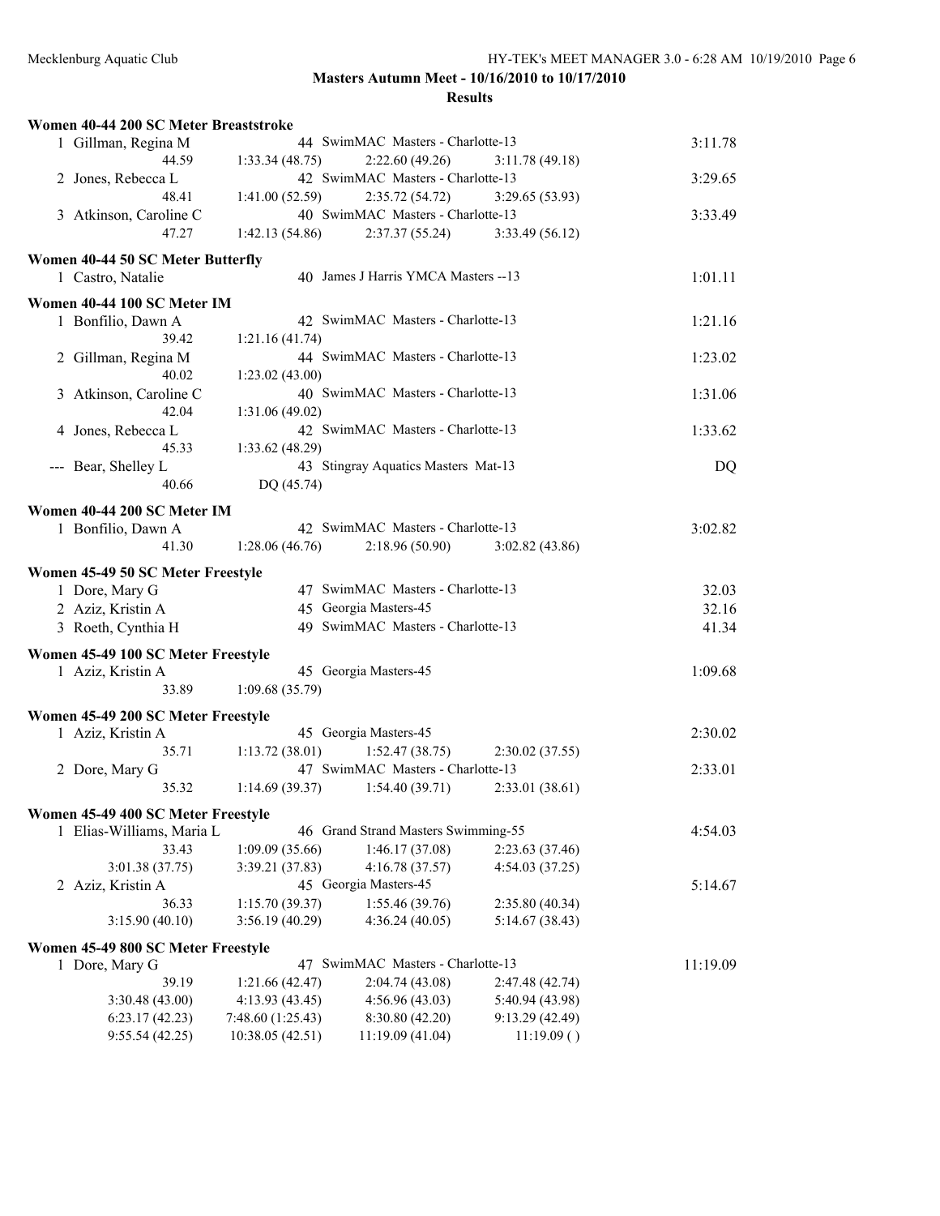**Masters Autumn Meet - 10/16/2010 to 10/17/2010**

**Results**

### Women 40-44 200 SC Meter Breaststroke

| Place | Name | Age | Team | Time |
|---|---|---|---|---|
| 1 | Gillman, Regina M | 44 | SwimMAC Masters - Charlotte-13 | 3:11.78 |
| | 44.59 | 1:33.34 (48.75) | 2:22.60 (49.26) | 3:11.78 (49.18) |
| 2 | Jones, Rebecca L | 42 | SwimMAC Masters - Charlotte-13 | 3:29.65 |
| | 48.41 | 1:41.00 (52.59) | 2:35.72 (54.72) | 3:29.65 (53.93) |
| 3 | Atkinson, Caroline C | 40 | SwimMAC Masters - Charlotte-13 | 3:33.49 |
| | 47.27 | 1:42.13 (54.86) | 2:37.37 (55.24) | 3:33.49 (56.12) |

### Women 40-44 50 SC Meter Butterfly

| Place | Name | Age | Team | Time |
|---|---|---|---|---|
| 1 | Castro, Natalie | 40 | James J Harris YMCA Masters --13 | 1:01.11 |

### Women 40-44 100 SC Meter IM

| Place | Name | Age | Team | Time |
|---|---|---|---|---|
| 1 | Bonfilio, Dawn A | 42 | SwimMAC Masters - Charlotte-13 | 1:21.16 |
| | 39.42 | 1:21.16 (41.74) | | |
| 2 | Gillman, Regina M | 44 | SwimMAC Masters - Charlotte-13 | 1:23.02 |
| | 40.02 | 1:23.02 (43.00) | | |
| 3 | Atkinson, Caroline C | 40 | SwimMAC Masters - Charlotte-13 | 1:31.06 |
| | 42.04 | 1:31.06 (49.02) | | |
| 4 | Jones, Rebecca L | 42 | SwimMAC Masters - Charlotte-13 | 1:33.62 |
| | 45.33 | 1:33.62 (48.29) | | |
| --- | Bear, Shelley L | 43 | Stingray Aquatics Masters Mat-13 | DQ |
| | 40.66 | DQ (45.74) | | |

### Women 40-44 200 SC Meter IM

| Place | Name | Age | Team | Time |
|---|---|---|---|---|
| 1 | Bonfilio, Dawn A | 42 | SwimMAC Masters - Charlotte-13 | 3:02.82 |
| | 41.30 | 1:28.06 (46.76) | 2:18.96 (50.90) | 3:02.82 (43.86) |

### Women 45-49 50 SC Meter Freestyle

| Place | Name | Age | Team | Time |
|---|---|---|---|---|
| 1 | Dore, Mary G | 47 | SwimMAC Masters - Charlotte-13 | 32.03 |
| 2 | Aziz, Kristin A | 45 | Georgia Masters-45 | 32.16 |
| 3 | Roeth, Cynthia H | 49 | SwimMAC Masters - Charlotte-13 | 41.34 |

### Women 45-49 100 SC Meter Freestyle

| Place | Name | Age | Team | Time |
|---|---|---|---|---|
| 1 | Aziz, Kristin A | 45 | Georgia Masters-45 | 1:09.68 |
| | 33.89 | 1:09.68 (35.79) | | |

### Women 45-49 200 SC Meter Freestyle

| Place | Name | Age | Team | Time |
|---|---|---|---|---|
| 1 | Aziz, Kristin A | 45 | Georgia Masters-45 | 2:30.02 |
| | 35.71 | 1:13.72 (38.01) | 1:52.47 (38.75) | 2:30.02 (37.55) |
| 2 | Dore, Mary G | 47 | SwimMAC Masters - Charlotte-13 | 2:33.01 |
| | 35.32 | 1:14.69 (39.37) | 1:54.40 (39.71) | 2:33.01 (38.61) |

### Women 45-49 400 SC Meter Freestyle

| Place | Name | Age | Team | Time |
|---|---|---|---|---|
| 1 | Elias-Williams, Maria L | 46 | Grand Strand Masters Swimming-55 | 4:54.03 |
| | 33.43 | 1:09.09 (35.66) | 1:46.17 (37.08) | 2:23.63 (37.46) |
| | 3:01.38 (37.75) | 3:39.21 (37.83) | 4:16.78 (37.57) | 4:54.03 (37.25) |
| 2 | Aziz, Kristin A | 45 | Georgia Masters-45 | 5:14.67 |
| | 36.33 | 1:15.70 (39.37) | 1:55.46 (39.76) | 2:35.80 (40.34) |
| | 3:15.90 (40.10) | 3:56.19 (40.29) | 4:36.24 (40.05) | 5:14.67 (38.43) |

### Women 45-49 800 SC Meter Freestyle

| Place | Name | Age | Team | Time |
|---|---|---|---|---|
| 1 | Dore, Mary G | 47 | SwimMAC Masters - Charlotte-13 | 11:19.09 |
| | 39.19 | 1:21.66 (42.47) | 2:04.74 (43.08) | 2:47.48 (42.74) |
| | 3:30.48 (43.00) | 4:13.93 (43.45) | 4:56.96 (43.03) | 5:40.94 (43.98) |
| | 6:23.17 (42.23) | 7:48.60 (1:25.43) | 8:30.80 (42.20) | 9:13.29 (42.49) |
| | 9:55.54 (42.25) | 10:38.05 (42.51) | 11:19.09 (41.04) | 11:19.09 ( ) |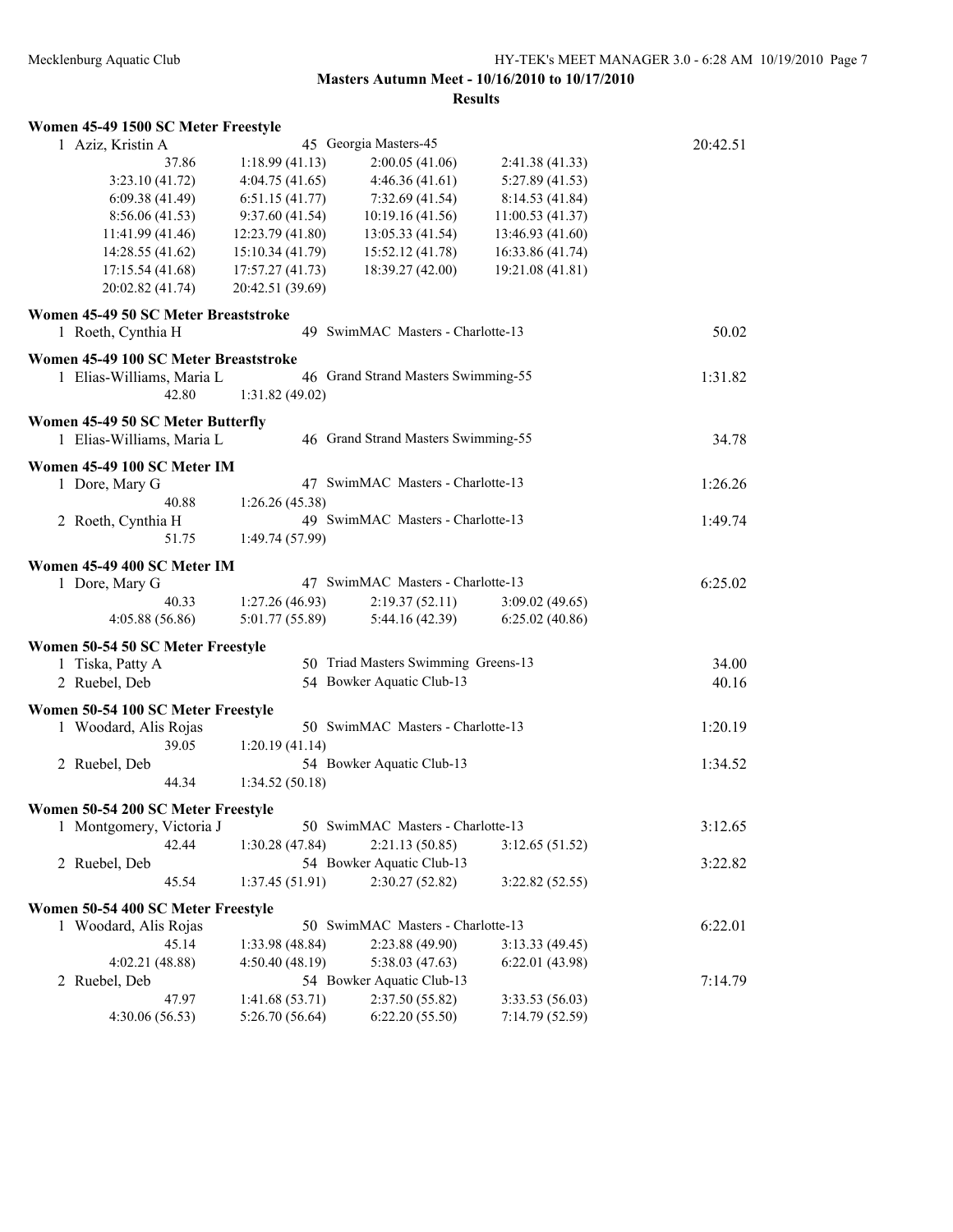**Masters Autumn Meet - 10/16/2010 to 10/17/2010**

**Results**

### Women 45-49 1500 SC Meter Freestyle

1 Aziz, Kristin A — 45 Georgia Masters-45 — 20:42.51

| | | | |
|---|---|---|---|
| 37.86 | 1:18.99 (41.13) | 2:00.05 (41.06) | 2:41.38 (41.33) |
| 3:23.10 (41.72) | 4:04.75 (41.65) | 4:46.36 (41.61) | 5:27.89 (41.53) |
| 6:09.38 (41.49) | 6:51.15 (41.77) | 7:32.69 (41.54) | 8:14.53 (41.84) |
| 8:56.06 (41.53) | 9:37.60 (41.54) | 10:19.16 (41.56) | 11:00.53 (41.37) |
| 11:41.99 (41.46) | 12:23.79 (41.80) | 13:05.33 (41.54) | 13:46.93 (41.60) |
| 14:28.55 (41.62) | 15:10.34 (41.79) | 15:52.12 (41.78) | 16:33.86 (41.74) |
| 17:15.54 (41.68) | 17:57.27 (41.73) | 18:39.27 (42.00) | 19:21.08 (41.81) |
| 20:02.82 (41.74) | 20:42.51 (39.69) | | |

### Women 45-49 50 SC Meter Breaststroke

1 Roeth, Cynthia H — 49 SwimMAC Masters - Charlotte-13 — 50.02

### Women 45-49 100 SC Meter Breaststroke

1 Elias-Williams, Maria L — 46 Grand Strand Masters Swimming-55 — 1:31.82
 42.80 — 1:31.82 (49.02)

### Women 45-49 50 SC Meter Butterfly

1 Elias-Williams, Maria L — 46 Grand Strand Masters Swimming-55 — 34.78

### Women 45-49 100 SC Meter IM

1 Dore, Mary G — 47 SwimMAC Masters - Charlotte-13 — 1:26.26
 40.88 — 1:26.26 (45.38)

2 Roeth, Cynthia H — 49 SwimMAC Masters - Charlotte-13 — 1:49.74
 51.75 — 1:49.74 (57.99)

### Women 45-49 400 SC Meter IM

1 Dore, Mary G — 47 SwimMAC Masters - Charlotte-13 — 6:25.02

| | | | |
|---|---|---|---|
| 40.33 | 1:27.26 (46.93) | 2:19.37 (52.11) | 3:09.02 (49.65) |
| 4:05.88 (56.86) | 5:01.77 (55.89) | 5:44.16 (42.39) | 6:25.02 (40.86) |

### Women 50-54 50 SC Meter Freestyle

1 Tiska, Patty A — 50 Triad Masters Swimming Greens-13 — 34.00

2 Ruebel, Deb — 54 Bowker Aquatic Club-13 — 40.16

### Women 50-54 100 SC Meter Freestyle

1 Woodard, Alis Rojas — 50 SwimMAC Masters - Charlotte-13 — 1:20.19
 39.05 — 1:20.19 (41.14)

2 Ruebel, Deb — 54 Bowker Aquatic Club-13 — 1:34.52
 44.34 — 1:34.52 (50.18)

### Women 50-54 200 SC Meter Freestyle

1 Montgomery, Victoria J — 50 SwimMAC Masters - Charlotte-13 — 3:12.65

| | | | |
|---|---|---|---|
| 42.44 | 1:30.28 (47.84) | 2:21.13 (50.85) | 3:12.65 (51.52) |

2 Ruebel, Deb — 54 Bowker Aquatic Club-13 — 3:22.82

| | | | |
|---|---|---|---|
| 45.54 | 1:37.45 (51.91) | 2:30.27 (52.82) | 3:22.82 (52.55) |

### Women 50-54 400 SC Meter Freestyle

1 Woodard, Alis Rojas — 50 SwimMAC Masters - Charlotte-13 — 6:22.01

| | | | |
|---|---|---|---|
| 45.14 | 1:33.98 (48.84) | 2:23.88 (49.90) | 3:13.33 (49.45) |
| 4:02.21 (48.88) | 4:50.40 (48.19) | 5:38.03 (47.63) | 6:22.01 (43.98) |

2 Ruebel, Deb — 54 Bowker Aquatic Club-13 — 7:14.79

| | | | |
|---|---|---|---|
| 47.97 | 1:41.68 (53.71) | 2:37.50 (55.82) | 3:33.53 (56.03) |
| 4:30.06 (56.53) | 5:26.70 (56.64) | 6:22.20 (55.50) | 7:14.79 (52.59) |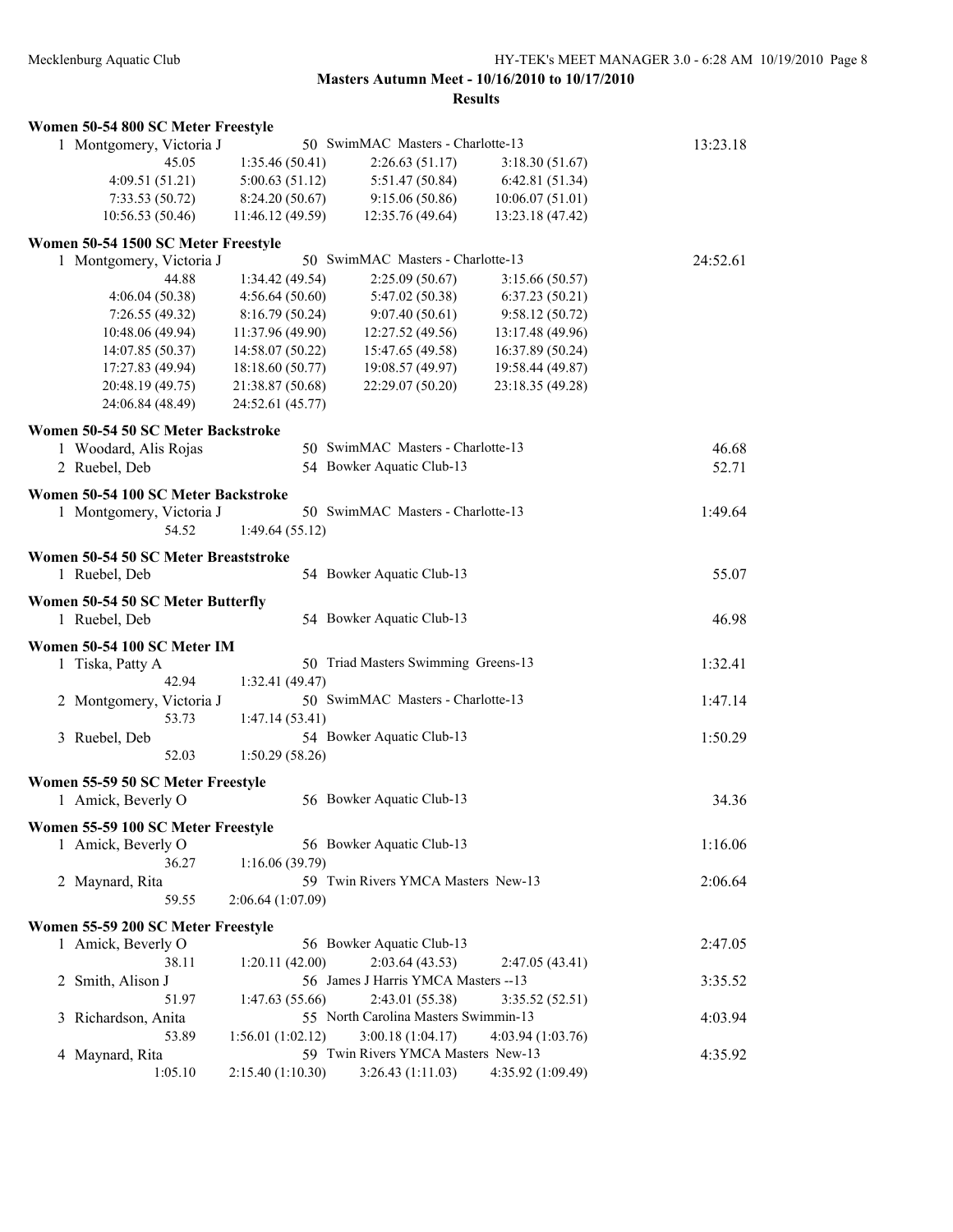**Masters Autumn Meet - 10/16/2010 to 10/17/2010**

**Results**

### Women 50-54 800 SC Meter Freestyle

1 Montgomery, Victoria J — 50 SwimMAC Masters - Charlotte-13 — 13:23.18

| | | | |
|---|---|---|---|
| 45.05 | 1:35.46 (50.41) | 2:26.63 (51.17) | 3:18.30 (51.67) |
| 4:09.51 (51.21) | 5:00.63 (51.12) | 5:51.47 (50.84) | 6:42.81 (51.34) |
| 7:33.53 (50.72) | 8:24.20 (50.67) | 9:15.06 (50.86) | 10:06.07 (51.01) |
| 10:56.53 (50.46) | 11:46.12 (49.59) | 12:35.76 (49.64) | 13:23.18 (47.42) |

### Women 50-54 1500 SC Meter Freestyle

1 Montgomery, Victoria J — 50 SwimMAC Masters - Charlotte-13 — 24:52.61

| | | | |
|---|---|---|---|
| 44.88 | 1:34.42 (49.54) | 2:25.09 (50.67) | 3:15.66 (50.57) |
| 4:06.04 (50.38) | 4:56.64 (50.60) | 5:47.02 (50.38) | 6:37.23 (50.21) |
| 7:26.55 (49.32) | 8:16.79 (50.24) | 9:07.40 (50.61) | 9:58.12 (50.72) |
| 10:48.06 (49.94) | 11:37.96 (49.90) | 12:27.52 (49.56) | 13:17.48 (49.96) |
| 14:07.85 (50.37) | 14:58.07 (50.22) | 15:47.65 (49.58) | 16:37.89 (50.24) |
| 17:27.83 (49.94) | 18:18.60 (50.77) | 19:08.57 (49.97) | 19:58.44 (49.87) |
| 20:48.19 (49.75) | 21:38.87 (50.68) | 22:29.07 (50.20) | 23:18.35 (49.28) |
| 24:06.84 (48.49) | 24:52.61 (45.77) | | |

### Women 50-54 50 SC Meter Backstroke

| Place | Name | Age | Team | Time |
|---|---|---|---|---|
| 1 | Woodard, Alis Rojas | 50 | SwimMAC Masters - Charlotte-13 | 46.68 |
| 2 | Ruebel, Deb | 54 | Bowker Aquatic Club-13 | 52.71 |

### Women 50-54 100 SC Meter Backstroke

1 Montgomery, Victoria J — 50 SwimMAC Masters - Charlotte-13 — 1:49.64

54.52 — 1:49.64 (55.12)

### Women 50-54 50 SC Meter Breaststroke

| Place | Name | Age | Team | Time |
|---|---|---|---|---|
| 1 | Ruebel, Deb | 54 | Bowker Aquatic Club-13 | 55.07 |

### Women 50-54 50 SC Meter Butterfly

| Place | Name | Age | Team | Time |
|---|---|---|---|---|
| 1 | Ruebel, Deb | 54 | Bowker Aquatic Club-13 | 46.98 |

### Women 50-54 100 SC Meter IM

| Place | Name | Age | Team | Time |
|---|---|---|---|---|
| 1 | Tiska, Patty A | 50 | Triad Masters Swimming Greens-13 | 1:32.41 |
| | 42.94 | | 1:32.41 (49.47) | |
| 2 | Montgomery, Victoria J | 50 | SwimMAC Masters - Charlotte-13 | 1:47.14 |
| | 53.73 | | 1:47.14 (53.41) | |
| 3 | Ruebel, Deb | 54 | Bowker Aquatic Club-13 | 1:50.29 |
| | 52.03 | | 1:50.29 (58.26) | |

### Women 55-59 50 SC Meter Freestyle

| Place | Name | Age | Team | Time |
|---|---|---|---|---|
| 1 | Amick, Beverly O | 56 | Bowker Aquatic Club-13 | 34.36 |

### Women 55-59 100 SC Meter Freestyle

| Place | Name | Age | Team | Time |
|---|---|---|---|---|
| 1 | Amick, Beverly O | 56 | Bowker Aquatic Club-13 | 1:16.06 |
| | 36.27 | | 1:16.06 (39.79) | |
| 2 | Maynard, Rita | 59 | Twin Rivers YMCA Masters New-13 | 2:06.64 |
| | 59.55 | | 2:06.64 (1:07.09) | |

### Women 55-59 200 SC Meter Freestyle

| Place | Name | Age | Team | Time |
|---|---|---|---|---|
| 1 | Amick, Beverly O | 56 | Bowker Aquatic Club-13 | 2:47.05 |
| | 38.11 / 1:20.11 (42.00) | | 2:03.64 (43.53) / 2:47.05 (43.41) | |
| 2 | Smith, Alison J | 56 | James J Harris YMCA Masters --13 | 3:35.52 |
| | 51.97 / 1:47.63 (55.66) | | 2:43.01 (55.38) / 3:35.52 (52.51) | |
| 3 | Richardson, Anita | 55 | North Carolina Masters Swimmin-13 | 4:03.94 |
| | 53.89 / 1:56.01 (1:02.12) | | 3:00.18 (1:04.17) / 4:03.94 (1:03.76) | |
| 4 | Maynard, Rita | 59 | Twin Rivers YMCA Masters New-13 | 4:35.92 |
| | 1:05.10 / 2:15.40 (1:10.30) | | 3:26.43 (1:11.03) / 4:35.92 (1:09.49) | |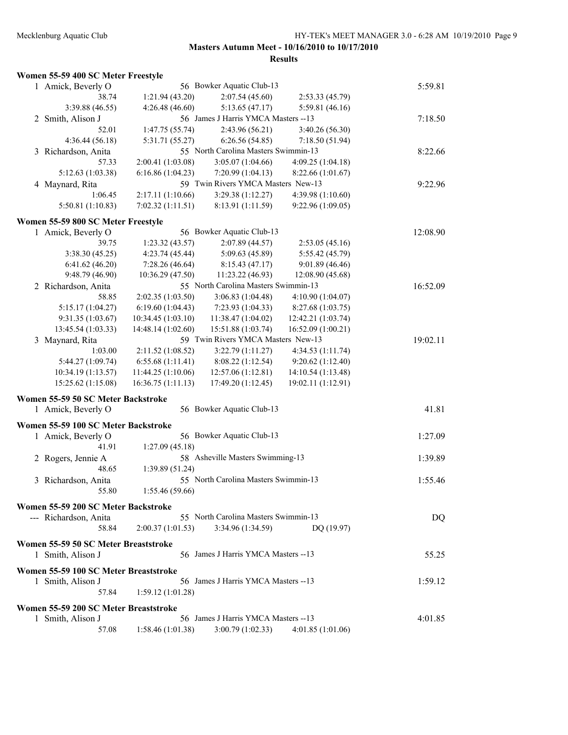**Masters Autumn Meet - 10/16/2010 to 10/17/2010**

**Results**

### Women 55-59 400 SC Meter Freestyle

| Place | Name | Age | Team | | Finals Time |
|---|---|---|---|---|---|
| 1 | Amick, Beverly O | 56 | Bowker Aquatic Club-13 | | 5:59.81 |
| | 38.74 | 1:21.94 (43.20) | 2:07.54 (45.60) | 2:53.33 (45.79) | |
| | 3:39.88 (46.55) | 4:26.48 (46.60) | 5:13.65 (47.17) | 5:59.81 (46.16) | |
| 2 | Smith, Alison J | 56 | James J Harris YMCA Masters --13 | | 7:18.50 |
| | 52.01 | 1:47.75 (55.74) | 2:43.96 (56.21) | 3:40.26 (56.30) | |
| | 4:36.44 (56.18) | 5:31.71 (55.27) | 6:26.56 (54.85) | 7:18.50 (51.94) | |
| 3 | Richardson, Anita | 55 | North Carolina Masters Swimmin-13 | | 8:22.66 |
| | 57.33 | 2:00.41 (1:03.08) | 3:05.07 (1:04.66) | 4:09.25 (1:04.18) | |
| | 5:12.63 (1:03.38) | 6:16.86 (1:04.23) | 7:20.99 (1:04.13) | 8:22.66 (1:01.67) | |
| 4 | Maynard, Rita | 59 | Twin Rivers YMCA Masters New-13 | | 9:22.96 |
| | 1:06.45 | 2:17.11 (1:10.66) | 3:29.38 (1:12.27) | 4:39.98 (1:10.60) | |
| | 5:50.81 (1:10.83) | 7:02.32 (1:11.51) | 8:13.91 (1:11.59) | 9:22.96 (1:09.05) | |

### Women 55-59 800 SC Meter Freestyle

| Place | Name | Age | Team | | Finals Time |
|---|---|---|---|---|---|
| 1 | Amick, Beverly O | 56 | Bowker Aquatic Club-13 | | 12:08.90 |
| | 39.75 | 1:23.32 (43.57) | 2:07.89 (44.57) | 2:53.05 (45.16) | |
| | 3:38.30 (45.25) | 4:23.74 (45.44) | 5:09.63 (45.89) | 5:55.42 (45.79) | |
| | 6:41.62 (46.20) | 7:28.26 (46.64) | 8:15.43 (47.17) | 9:01.89 (46.46) | |
| | 9:48.79 (46.90) | 10:36.29 (47.50) | 11:23.22 (46.93) | 12:08.90 (45.68) | |
| 2 | Richardson, Anita | 55 | North Carolina Masters Swimmin-13 | | 16:52.09 |
| | 58.85 | 2:02.35 (1:03.50) | 3:06.83 (1:04.48) | 4:10.90 (1:04.07) | |
| | 5:15.17 (1:04.27) | 6:19.60 (1:04.43) | 7:23.93 (1:04.33) | 8:27.68 (1:03.75) | |
| | 9:31.35 (1:03.67) | 10:34.45 (1:03.10) | 11:38.47 (1:04.02) | 12:42.21 (1:03.74) | |
| | 13:45.54 (1:03.33) | 14:48.14 (1:02.60) | 15:51.88 (1:03.74) | 16:52.09 (1:00.21) | |
| 3 | Maynard, Rita | 59 | Twin Rivers YMCA Masters New-13 | | 19:02.11 |
| | 1:03.00 | 2:11.52 (1:08.52) | 3:22.79 (1:11.27) | 4:34.53 (1:11.74) | |
| | 5:44.27 (1:09.74) | 6:55.68 (1:11.41) | 8:08.22 (1:12.54) | 9:20.62 (1:12.40) | |
| | 10:34.19 (1:13.57) | 11:44.25 (1:10.06) | 12:57.06 (1:12.81) | 14:10.54 (1:13.48) | |
| | 15:25.62 (1:15.08) | 16:36.75 (1:11.13) | 17:49.20 (1:12.45) | 19:02.11 (1:12.91) | |

### Women 55-59 50 SC Meter Backstroke

| Place | Name | Age | Team | Finals Time |
|---|---|---|---|---|
| 1 | Amick, Beverly O | 56 | Bowker Aquatic Club-13 | 41.81 |

### Women 55-59 100 SC Meter Backstroke

| Place | Name | Age | Team | Finals Time |
|---|---|---|---|---|
| 1 | Amick, Beverly O | 56 | Bowker Aquatic Club-13 | 1:27.09 |
| | 41.91 | 1:27.09 (45.18) | | |
| 2 | Rogers, Jennie A | 58 | Asheville Masters Swimming-13 | 1:39.89 |
| | 48.65 | 1:39.89 (51.24) | | |
| 3 | Richardson, Anita | 55 | North Carolina Masters Swimmin-13 | 1:55.46 |
| | 55.80 | 1:55.46 (59.66) | | |

### Women 55-59 200 SC Meter Backstroke

| Place | Name | Age | Team | | Finals Time |
|---|---|---|---|---|---|
| --- | Richardson, Anita | 55 | North Carolina Masters Swimmin-13 | | DQ |
| | 58.84 | 2:00.37 (1:01.53) | 3:34.96 (1:34.59) | DQ (19.97) | |

### Women 55-59 50 SC Meter Breaststroke

| Place | Name | Age | Team | Finals Time |
|---|---|---|---|---|
| 1 | Smith, Alison J | 56 | James J Harris YMCA Masters --13 | 55.25 |

### Women 55-59 100 SC Meter Breaststroke

| Place | Name | Age | Team | Finals Time |
|---|---|---|---|---|
| 1 | Smith, Alison J | 56 | James J Harris YMCA Masters --13 | 1:59.12 |
| | 57.84 | 1:59.12 (1:01.28) | | |

### Women 55-59 200 SC Meter Breaststroke

| Place | Name | Age | Team | | Finals Time |
|---|---|---|---|---|---|
| 1 | Smith, Alison J | 56 | James J Harris YMCA Masters --13 | | 4:01.85 |
| | 57.08 | 1:58.46 (1:01.38) | 3:00.79 (1:02.33) | 4:01.85 (1:01.06) | |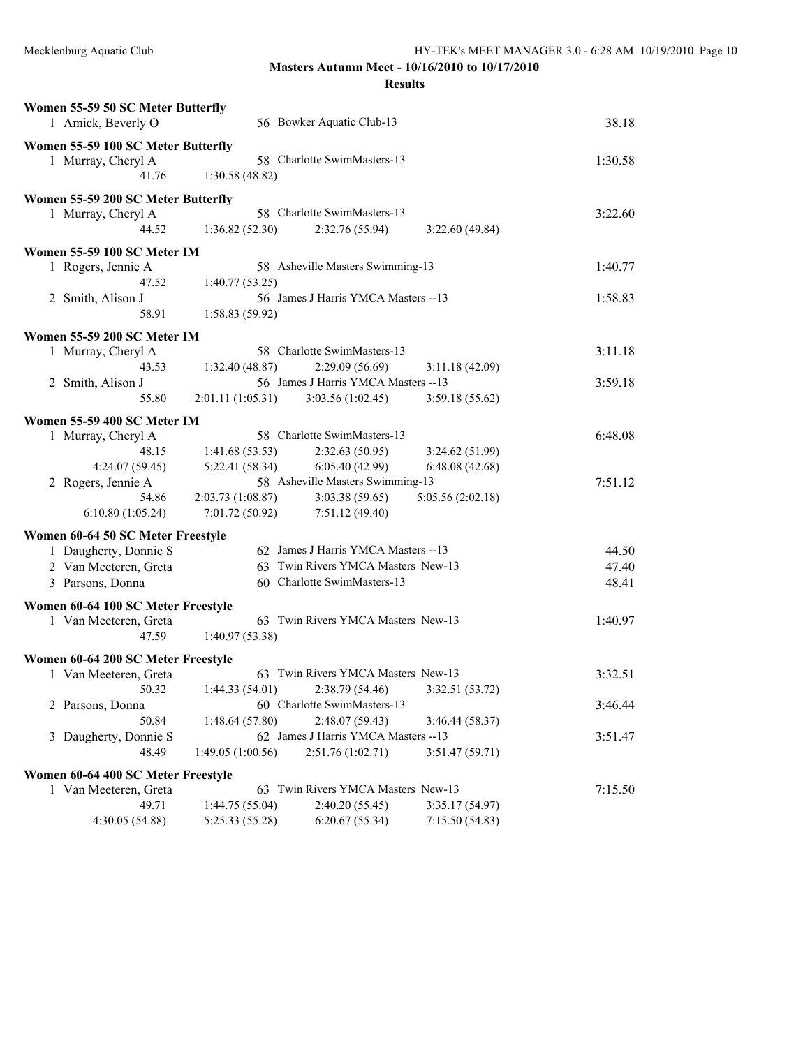**Masters Autumn Meet - 10/16/2010 to 10/17/2010**

**Results**

**Women 55-59 50 SC Meter Butterfly**

| Place | Name | Age | Team | Time |
|---|---|---|---|---|
| 1 | Amick, Beverly O | 56 | Bowker Aquatic Club-13 | 38.18 |

**Women 55-59 100 SC Meter Butterfly**

| Place | Name | Age | Team | Time |
|---|---|---|---|---|
| 1 | Murray, Cheryl A | 58 | Charlotte SwimMasters-13 | 1:30.58 |

Splits: 41.76, 1:30.58 (48.82)

**Women 55-59 200 SC Meter Butterfly**

| Place | Name | Age | Team | Time |
|---|---|---|---|---|
| 1 | Murray, Cheryl A | 58 | Charlotte SwimMasters-13 | 3:22.60 |

Splits: 44.52, 1:36.82 (52.30), 2:32.76 (55.94), 3:22.60 (49.84)

**Women 55-59 100 SC Meter IM**

| Place | Name | Age | Team | Time |
|---|---|---|---|---|
| 1 | Rogers, Jennie A | 58 | Asheville Masters Swimming-13 | 1:40.77 |
| 2 | Smith, Alison J | 56 | James J Harris YMCA Masters --13 | 1:58.83 |

Splits:
- Rogers, Jennie A: 47.52, 1:40.77 (53.25)
- Smith, Alison J: 58.91, 1:58.83 (59.92)

**Women 55-59 200 SC Meter IM**

| Place | Name | Age | Team | Time |
|---|---|---|---|---|
| 1 | Murray, Cheryl A | 58 | Charlotte SwimMasters-13 | 3:11.18 |
| 2 | Smith, Alison J | 56 | James J Harris YMCA Masters --13 | 3:59.18 |

Splits:
- Murray, Cheryl A: 43.53, 1:32.40 (48.87), 2:29.09 (56.69), 3:11.18 (42.09)
- Smith, Alison J: 55.80, 2:01.11 (1:05.31), 3:03.56 (1:02.45), 3:59.18 (55.62)

**Women 55-59 400 SC Meter IM**

| Place | Name | Age | Team | Time |
|---|---|---|---|---|
| 1 | Murray, Cheryl A | 58 | Charlotte SwimMasters-13 | 6:48.08 |
| 2 | Rogers, Jennie A | 58 | Asheville Masters Swimming-13 | 7:51.12 |

Splits:
- Murray, Cheryl A: 48.15, 1:41.68 (53.53), 2:32.63 (50.95), 3:24.62 (51.99), 4:24.07 (59.45), 5:22.41 (58.34), 6:05.40 (42.99), 6:48.08 (42.68)
- Rogers, Jennie A: 54.86, 2:03.73 (1:08.87), 3:03.38 (59.65), 5:05.56 (2:02.18), 6:10.80 (1:05.24), 7:01.72 (50.92), 7:51.12 (49.40)

**Women 60-64 50 SC Meter Freestyle**

| Place | Name | Age | Team | Time |
|---|---|---|---|---|
| 1 | Daugherty, Donnie S | 62 | James J Harris YMCA Masters --13 | 44.50 |
| 2 | Van Meeteren, Greta | 63 | Twin Rivers YMCA Masters New-13 | 47.40 |
| 3 | Parsons, Donna | 60 | Charlotte SwimMasters-13 | 48.41 |

**Women 60-64 100 SC Meter Freestyle**

| Place | Name | Age | Team | Time |
|---|---|---|---|---|
| 1 | Van Meeteren, Greta | 63 | Twin Rivers YMCA Masters New-13 | 1:40.97 |

Splits: 47.59, 1:40.97 (53.38)

**Women 60-64 200 SC Meter Freestyle**

| Place | Name | Age | Team | Time |
|---|---|---|---|---|
| 1 | Van Meeteren, Greta | 63 | Twin Rivers YMCA Masters New-13 | 3:32.51 |
| 2 | Parsons, Donna | 60 | Charlotte SwimMasters-13 | 3:46.44 |
| 3 | Daugherty, Donnie S | 62 | James J Harris YMCA Masters --13 | 3:51.47 |

Splits:
- Van Meeteren, Greta: 50.32, 1:44.33 (54.01), 2:38.79 (54.46), 3:32.51 (53.72)
- Parsons, Donna: 50.84, 1:48.64 (57.80), 2:48.07 (59.43), 3:46.44 (58.37)
- Daugherty, Donnie S: 48.49, 1:49.05 (1:00.56), 2:51.76 (1:02.71), 3:51.47 (59.71)

**Women 60-64 400 SC Meter Freestyle**

| Place | Name | Age | Team | Time |
|---|---|---|---|---|
| 1 | Van Meeteren, Greta | 63 | Twin Rivers YMCA Masters New-13 | 7:15.50 |

Splits: 49.71, 1:44.75 (55.04), 2:40.20 (55.45), 3:35.17 (54.97), 4:30.05 (54.88), 5:25.33 (55.28), 6:20.67 (55.34), 7:15.50 (54.83)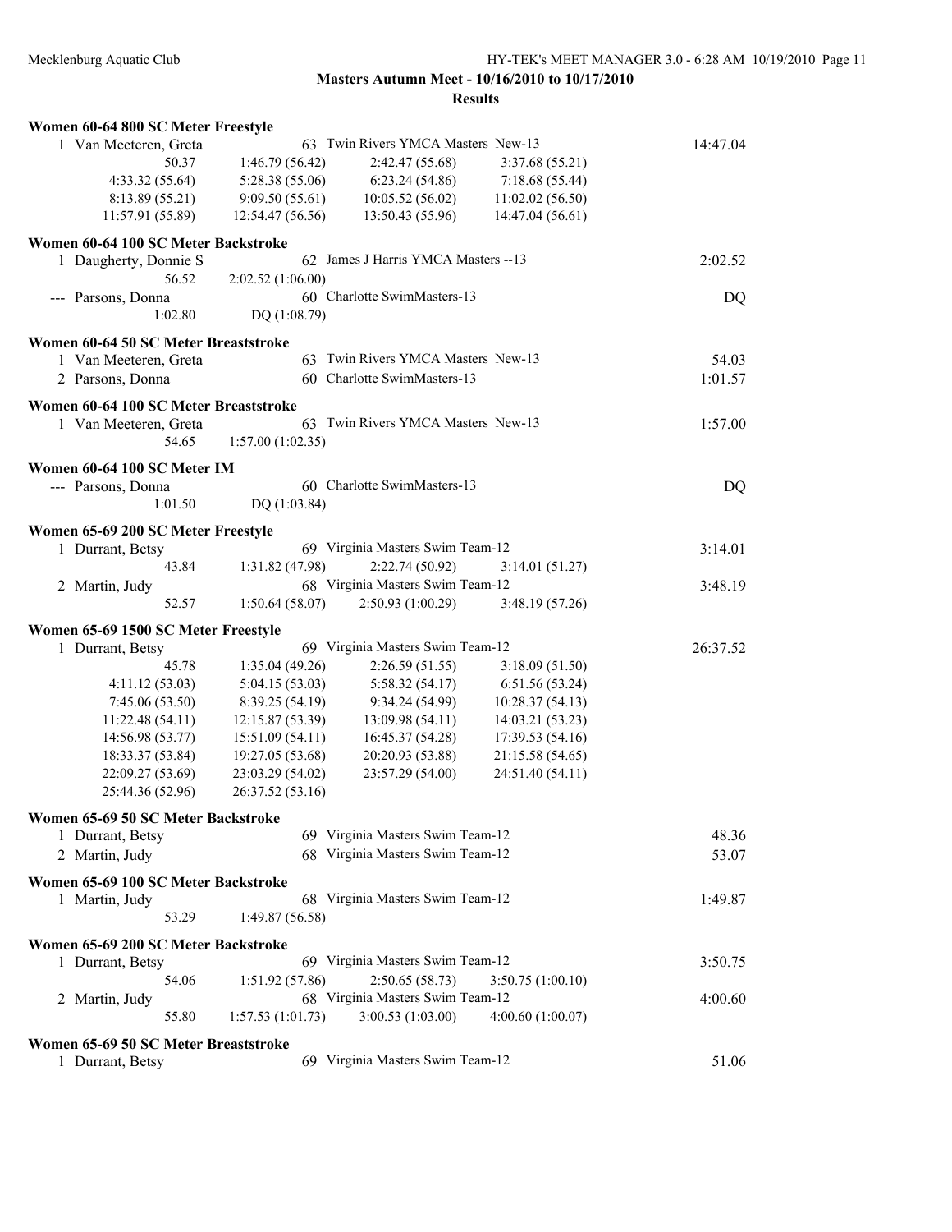**Masters Autumn Meet - 10/16/2010 to 10/17/2010**

**Results**

### Women 60-64 800 SC Meter Freestyle

| Place | Name | Age | Team | Finals Time |
|---|---|---|---|---|
| 1 | Van Meeteren, Greta | 63 | Twin Rivers YMCA Masters New-13 | 14:47.04 |

Splits: 50.37, 1:46.79 (56.42), 2:42.47 (55.68), 3:37.68 (55.21), 4:33.32 (55.64), 5:28.38 (55.06), 6:23.24 (54.86), 7:18.68 (55.44), 8:13.89 (55.21), 9:09.50 (55.61), 10:05.52 (56.02), 11:02.02 (56.50), 11:57.91 (55.89), 12:54.47 (56.56), 13:50.43 (55.96), 14:47.04 (56.61)

### Women 60-64 100 SC Meter Backstroke

| Place | Name | Age | Team | Finals Time |
|---|---|---|---|---|
| 1 | Daugherty, Donnie S | 62 | James J Harris YMCA Masters --13 | 2:02.52 |
| | 56.52 | 2:02.52 (1:06.00) | | |
| --- | Parsons, Donna | 60 | Charlotte SwimMasters-13 | DQ |
| | 1:02.80 | DQ (1:08.79) | | |

### Women 60-64 50 SC Meter Breaststroke

| Place | Name | Age | Team | Finals Time |
|---|---|---|---|---|
| 1 | Van Meeteren, Greta | 63 | Twin Rivers YMCA Masters New-13 | 54.03 |
| 2 | Parsons, Donna | 60 | Charlotte SwimMasters-13 | 1:01.57 |

### Women 60-64 100 SC Meter Breaststroke

| Place | Name | Age | Team | Finals Time |
|---|---|---|---|---|
| 1 | Van Meeteren, Greta | 63 | Twin Rivers YMCA Masters New-13 | 1:57.00 |
| | 54.65 | 1:57.00 (1:02.35) | | |

### Women 60-64 100 SC Meter IM

| Place | Name | Age | Team | Finals Time |
|---|---|---|---|---|
| --- | Parsons, Donna | 60 | Charlotte SwimMasters-13 | DQ |
| | 1:01.50 | DQ (1:03.84) | | |

### Women 65-69 200 SC Meter Freestyle

| Place | Name | Age | Team | Finals Time |
|---|---|---|---|---|
| 1 | Durrant, Betsy | 69 | Virginia Masters Swim Team-12 | 3:14.01 |
| | 43.84 | 1:31.82 (47.98) | 2:22.74 (50.92) | 3:14.01 (51.27) |
| 2 | Martin, Judy | 68 | Virginia Masters Swim Team-12 | 3:48.19 |
| | 52.57 | 1:50.64 (58.07) | 2:50.93 (1:00.29) | 3:48.19 (57.26) |

### Women 65-69 1500 SC Meter Freestyle

| Place | Name | Age | Team | Finals Time |
|---|---|---|---|---|
| 1 | Durrant, Betsy | 69 | Virginia Masters Swim Team-12 | 26:37.52 |

Splits: 45.78, 1:35.04 (49.26), 2:26.59 (51.55), 3:18.09 (51.50), 4:11.12 (53.03), 5:04.15 (53.03), 5:58.32 (54.17), 6:51.56 (53.24), 7:45.06 (53.50), 8:39.25 (54.19), 9:34.24 (54.99), 10:28.37 (54.13), 11:22.48 (54.11), 12:15.87 (53.39), 13:09.98 (54.11), 14:03.21 (53.23), 14:56.98 (53.77), 15:51.09 (54.11), 16:45.37 (54.28), 17:39.53 (54.16), 18:33.37 (53.84), 19:27.05 (53.68), 20:20.93 (53.88), 21:15.58 (54.65), 22:09.27 (53.69), 23:03.29 (54.02), 23:57.29 (54.00), 24:51.40 (54.11), 25:44.36 (52.96), 26:37.52 (53.16)

### Women 65-69 50 SC Meter Backstroke

| Place | Name | Age | Team | Finals Time |
|---|---|---|---|---|
| 1 | Durrant, Betsy | 69 | Virginia Masters Swim Team-12 | 48.36 |
| 2 | Martin, Judy | 68 | Virginia Masters Swim Team-12 | 53.07 |

### Women 65-69 100 SC Meter Backstroke

| Place | Name | Age | Team | Finals Time |
|---|---|---|---|---|
| 1 | Martin, Judy | 68 | Virginia Masters Swim Team-12 | 1:49.87 |
| | 53.29 | 1:49.87 (56.58) | | |

### Women 65-69 200 SC Meter Backstroke

| Place | Name | Age | Team | Finals Time |
|---|---|---|---|---|
| 1 | Durrant, Betsy | 69 | Virginia Masters Swim Team-12 | 3:50.75 |
| | 54.06 | 1:51.92 (57.86) | 2:50.65 (58.73) | 3:50.75 (1:00.10) |
| 2 | Martin, Judy | 68 | Virginia Masters Swim Team-12 | 4:00.60 |
| | 55.80 | 1:57.53 (1:01.73) | 3:00.53 (1:03.00) | 4:00.60 (1:00.07) |

### Women 65-69 50 SC Meter Breaststroke

| Place | Name | Age | Team | Finals Time |
|---|---|---|---|---|
| 1 | Durrant, Betsy | 69 | Virginia Masters Swim Team-12 | 51.06 |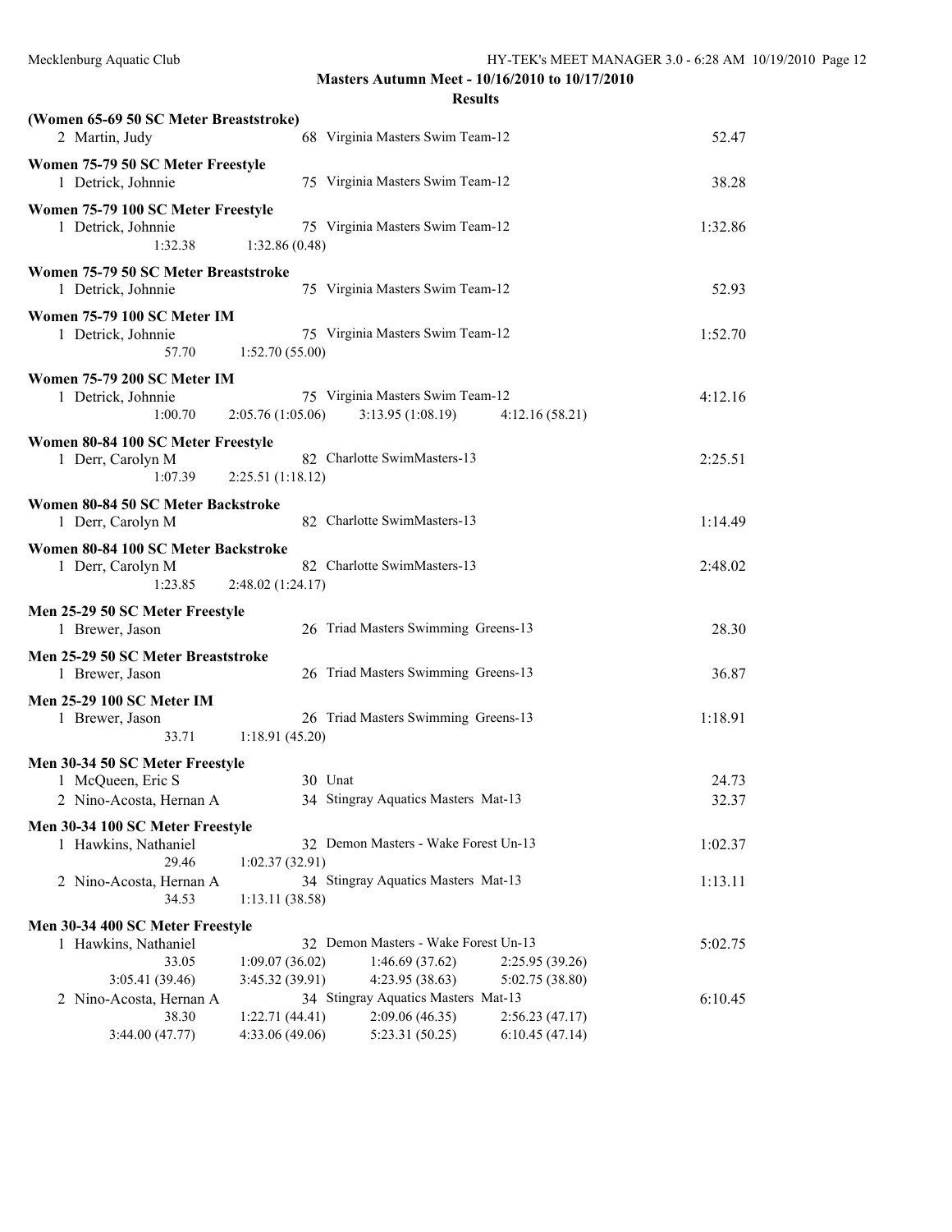**Masters Autumn Meet - 10/16/2010 to 10/17/2010**

**Results**

**(Women 65-69 50 SC Meter Breaststroke)**

2 Martin, Judy — 68 Virginia Masters Swim Team-12 — 52.47

**Women 75-79 50 SC Meter Freestyle**

1 Detrick, Johnnie — 75 Virginia Masters Swim Team-12 — 38.28

**Women 75-79 100 SC Meter Freestyle**

1 Detrick, Johnnie — 75 Virginia Masters Swim Team-12 — 1:32.86
1:32.38 1:32.86 (0.48)

**Women 75-79 50 SC Meter Breaststroke**

1 Detrick, Johnnie — 75 Virginia Masters Swim Team-12 — 52.93

**Women 75-79 100 SC Meter IM**

1 Detrick, Johnnie — 75 Virginia Masters Swim Team-12 — 1:52.70
57.70 1:52.70 (55.00)

**Women 75-79 200 SC Meter IM**

1 Detrick, Johnnie — 75 Virginia Masters Swim Team-12 — 4:12.16
1:00.70 2:05.76 (1:05.06) 3:13.95 (1:08.19) 4:12.16 (58.21)

**Women 80-84 100 SC Meter Freestyle**

1 Derr, Carolyn M — 82 Charlotte SwimMasters-13 — 2:25.51
1:07.39 2:25.51 (1:18.12)

**Women 80-84 50 SC Meter Backstroke**

1 Derr, Carolyn M — 82 Charlotte SwimMasters-13 — 1:14.49

**Women 80-84 100 SC Meter Backstroke**

1 Derr, Carolyn M — 82 Charlotte SwimMasters-13 — 2:48.02
1:23.85 2:48.02 (1:24.17)

**Men 25-29 50 SC Meter Freestyle**

1 Brewer, Jason — 26 Triad Masters Swimming Greens-13 — 28.30

**Men 25-29 50 SC Meter Breaststroke**

1 Brewer, Jason — 26 Triad Masters Swimming Greens-13 — 36.87

**Men 25-29 100 SC Meter IM**

1 Brewer, Jason — 26 Triad Masters Swimming Greens-13 — 1:18.91
33.71 1:18.91 (45.20)

**Men 30-34 50 SC Meter Freestyle**

1 McQueen, Eric S — 30 Unat — 24.73
2 Nino-Acosta, Hernan A — 34 Stingray Aquatics Masters Mat-13 — 32.37

**Men 30-34 100 SC Meter Freestyle**

1 Hawkins, Nathaniel — 32 Demon Masters - Wake Forest Un-13 — 1:02.37
29.46 1:02.37 (32.91)
2 Nino-Acosta, Hernan A — 34 Stingray Aquatics Masters Mat-13 — 1:13.11
34.53 1:13.11 (38.58)

**Men 30-34 400 SC Meter Freestyle**

1 Hawkins, Nathaniel — 32 Demon Masters - Wake Forest Un-13 — 5:02.75
33.05 1:09.07 (36.02) 1:46.69 (37.62) 2:25.95 (39.26)
3:05.41 (39.46) 3:45.32 (39.91) 4:23.95 (38.63) 5:02.75 (38.80)
2 Nino-Acosta, Hernan A — 34 Stingray Aquatics Masters Mat-13 — 6:10.45
38.30 1:22.71 (44.41) 2:09.06 (46.35) 2:56.23 (47.17)
3:44.00 (47.77) 4:33.06 (49.06) 5:23.31 (50.25) 6:10.45 (47.14)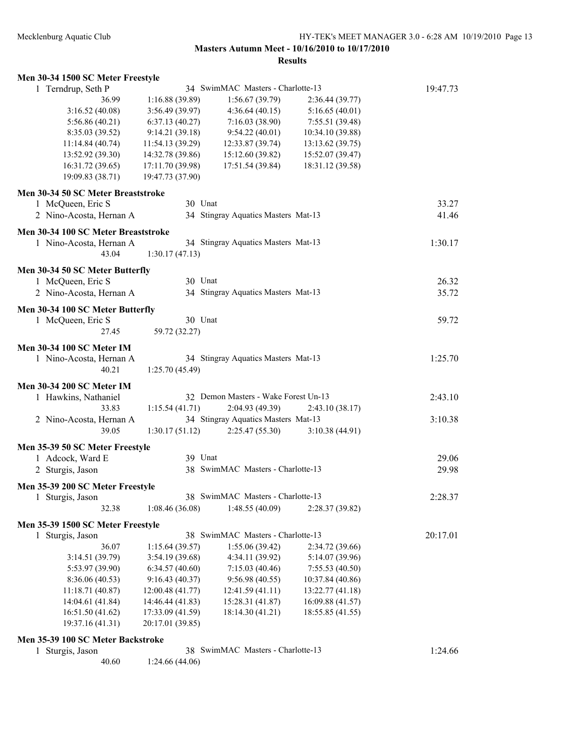**Masters Autumn Meet - 10/16/2010 to 10/17/2010**

**Results**

### Men 30-34 1500 SC Meter Freestyle

1 Terndrup, Seth P — 34 SwimMAC Masters - Charlotte-13 — 19:47.73

| | | | |
|---|---|---|---|
| 36.99 | 1:16.88 (39.89) | 1:56.67 (39.79) | 2:36.44 (39.77) |
| 3:16.52 (40.08) | 3:56.49 (39.97) | 4:36.64 (40.15) | 5:16.65 (40.01) |
| 5:56.86 (40.21) | 6:37.13 (40.27) | 7:16.03 (38.90) | 7:55.51 (39.48) |
| 8:35.03 (39.52) | 9:14.21 (39.18) | 9:54.22 (40.01) | 10:34.10 (39.88) |
| 11:14.84 (40.74) | 11:54.13 (39.29) | 12:33.87 (39.74) | 13:13.62 (39.75) |
| 13:52.92 (39.30) | 14:32.78 (39.86) | 15:12.60 (39.82) | 15:52.07 (39.47) |
| 16:31.72 (39.65) | 17:11.70 (39.98) | 17:51.54 (39.84) | 18:31.12 (39.58) |
| 19:09.83 (38.71) | 19:47.73 (37.90) | | |

### Men 30-34 50 SC Meter Breaststroke

| Place | Name | Age | Team | Time |
|---|---|---|---|---|
| 1 | McQueen, Eric S | 30 | Unat | 33.27 |
| 2 | Nino-Acosta, Hernan A | 34 | Stingray Aquatics Masters Mat-13 | 41.46 |

### Men 30-34 100 SC Meter Breaststroke

1 Nino-Acosta, Hernan A — 34 Stingray Aquatics Masters Mat-13 — 1:30.17

43.04 — 1:30.17 (47.13)

### Men 30-34 50 SC Meter Butterfly

| Place | Name | Age | Team | Time |
|---|---|---|---|---|
| 1 | McQueen, Eric S | 30 | Unat | 26.32 |
| 2 | Nino-Acosta, Hernan A | 34 | Stingray Aquatics Masters Mat-13 | 35.72 |

### Men 30-34 100 SC Meter Butterfly

1 McQueen, Eric S — 30 Unat — 59.72

27.45 — 59.72 (32.27)

### Men 30-34 100 SC Meter IM

1 Nino-Acosta, Hernan A — 34 Stingray Aquatics Masters Mat-13 — 1:25.70

40.21 — 1:25.70 (45.49)

### Men 30-34 200 SC Meter IM

1 Hawkins, Nathaniel — 32 Demon Masters - Wake Forest Un-13 — 2:43.10

33.83 — 1:15.54 (41.71) — 2:04.93 (49.39) — 2:43.10 (38.17)

2 Nino-Acosta, Hernan A — 34 Stingray Aquatics Masters Mat-13 — 3:10.38

39.05 — 1:30.17 (51.12) — 2:25.47 (55.30) — 3:10.38 (44.91)

### Men 35-39 50 SC Meter Freestyle

| Place | Name | Age | Team | Time |
|---|---|---|---|---|
| 1 | Adcock, Ward E | 39 | Unat | 29.06 |
| 2 | Sturgis, Jason | 38 | SwimMAC Masters - Charlotte-13 | 29.98 |

### Men 35-39 200 SC Meter Freestyle

1 Sturgis, Jason — 38 SwimMAC Masters - Charlotte-13 — 2:28.37

32.38 — 1:08.46 (36.08) — 1:48.55 (40.09) — 2:28.37 (39.82)

### Men 35-39 1500 SC Meter Freestyle

1 Sturgis, Jason — 38 SwimMAC Masters - Charlotte-13 — 20:17.01

| | | | |
|---|---|---|---|
| 36.07 | 1:15.64 (39.57) | 1:55.06 (39.42) | 2:34.72 (39.66) |
| 3:14.51 (39.79) | 3:54.19 (39.68) | 4:34.11 (39.92) | 5:14.07 (39.96) |
| 5:53.97 (39.90) | 6:34.57 (40.60) | 7:15.03 (40.46) | 7:55.53 (40.50) |
| 8:36.06 (40.53) | 9:16.43 (40.37) | 9:56.98 (40.55) | 10:37.84 (40.86) |
| 11:18.71 (40.87) | 12:00.48 (41.77) | 12:41.59 (41.11) | 13:22.77 (41.18) |
| 14:04.61 (41.84) | 14:46.44 (41.83) | 15:28.31 (41.87) | 16:09.88 (41.57) |
| 16:51.50 (41.62) | 17:33.09 (41.59) | 18:14.30 (41.21) | 18:55.85 (41.55) |
| 19:37.16 (41.31) | 20:17.01 (39.85) | | |

### Men 35-39 100 SC Meter Backstroke

1 Sturgis, Jason — 38 SwimMAC Masters - Charlotte-13 — 1:24.66

40.60 — 1:24.66 (44.06)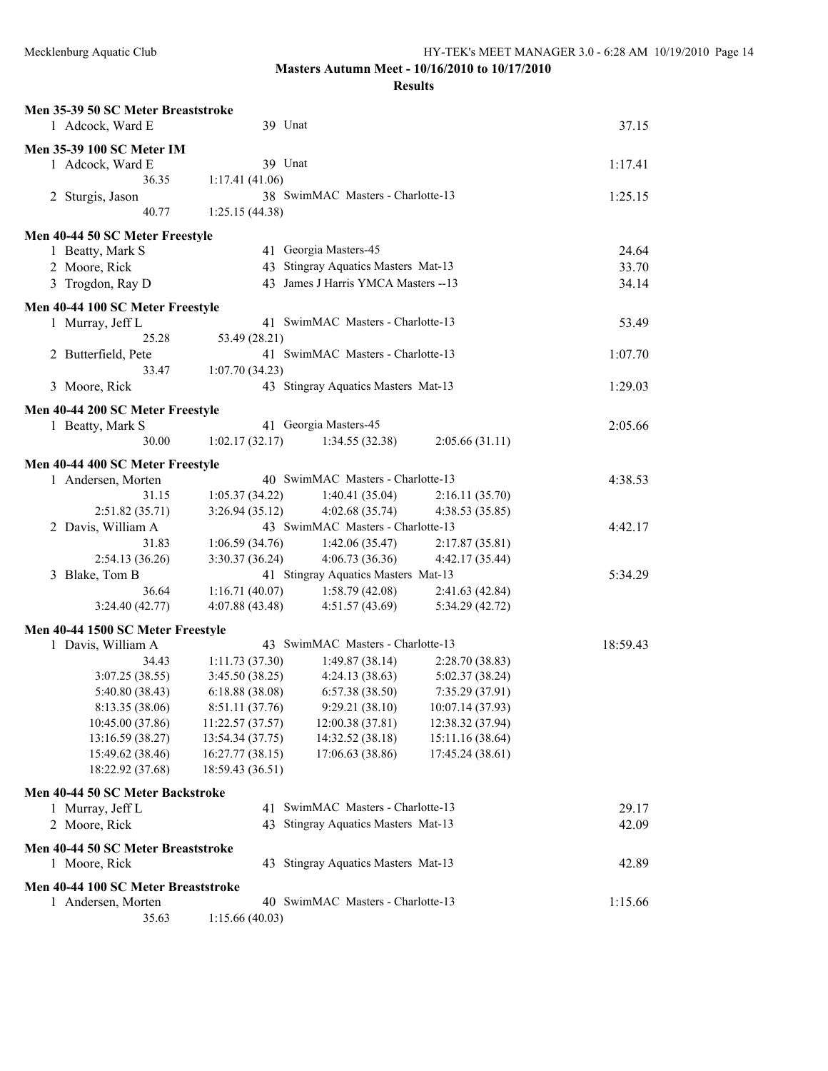**Masters Autumn Meet - 10/16/2010 to 10/17/2010**

**Results**

### Men 35-39 50 SC Meter Breaststroke

```
  1 Adcock, Ward E                 39 Unat                                      37.15
```

### Men 35-39 100 SC Meter IM

```
  1 Adcock, Ward E                 39 Unat                                    1:17.41
           36.35     1:17.41 (41.06)
  2 Sturgis, Jason                 38 SwimMAC Masters - Charlotte-13          1:25.15
           40.77     1:25.15 (44.38)
```

### Men 40-44 50 SC Meter Freestyle

```
  1 Beatty, Mark S                 41 Georgia Masters-45                        24.64
  2 Moore, Rick                    43 Stingray Aquatics Masters Mat-13          33.70
  3 Trogdon, Ray D                 43 James J Harris YMCA Masters --13          34.14
```

### Men 40-44 100 SC Meter Freestyle

```
  1 Murray, Jeff L                 41 SwimMAC Masters - Charlotte-13            53.49
           25.28       53.49 (28.21)
  2 Butterfield, Pete              41 SwimMAC Masters - Charlotte-13          1:07.70
           33.47     1:07.70 (34.23)
  3 Moore, Rick                    43 Stingray Aquatics Masters Mat-13        1:29.03
```

### Men 40-44 200 SC Meter Freestyle

```
  1 Beatty, Mark S                 41 Georgia Masters-45                      2:05.66
           30.00     1:02.17 (32.17)     1:34.55 (32.38)     2:05.66 (31.11)
```

### Men 40-44 400 SC Meter Freestyle

```
  1 Andersen, Morten               40 SwimMAC Masters - Charlotte-13          4:38.53
           31.15     1:05.37 (34.22)     1:40.41 (35.04)     2:16.11 (35.70)
  2:51.82 (35.71)    3:26.94 (35.12)     4:02.68 (35.74)     4:38.53 (35.85)
  2 Davis, William A               43 SwimMAC Masters - Charlotte-13          4:42.17
           31.83     1:06.59 (34.76)     1:42.06 (35.47)     2:17.87 (35.81)
  2:54.13 (36.26)    3:30.37 (36.24)     4:06.73 (36.36)     4:42.17 (35.44)
  3 Blake, Tom B                   41 Stingray Aquatics Masters Mat-13        5:34.29
           36.64     1:16.71 (40.07)     1:58.79 (42.08)     2:41.63 (42.84)
  3:24.40 (42.77)    4:07.88 (43.48)     4:51.57 (43.69)     5:34.29 (42.72)
```

### Men 40-44 1500 SC Meter Freestyle

```
  1 Davis, William A               43 SwimMAC Masters - Charlotte-13         18:59.43
            34.43     1:11.73 (37.30)     1:49.87 (38.14)     2:28.70 (38.83)
   3:07.25 (38.55)    3:45.50 (38.25)     4:24.13 (38.63)     5:02.37 (38.24)
   5:40.80 (38.43)    6:18.88 (38.08)     6:57.38 (38.50)     7:35.29 (37.91)
   8:13.35 (38.06)    8:51.11 (37.76)     9:29.21 (38.10)    10:07.14 (37.93)
  10:45.00 (37.86)   11:22.57 (37.57)    12:00.38 (37.81)    12:38.32 (37.94)
  13:16.59 (38.27)   13:54.34 (37.75)    14:32.52 (38.18)    15:11.16 (38.64)
  15:49.62 (38.46)   16:27.77 (38.15)    17:06.63 (38.86)    17:45.24 (38.61)
  18:22.92 (37.68)   18:59.43 (36.51)
```

### Men 40-44 50 SC Meter Backstroke

```
  1 Murray, Jeff L                 41 SwimMAC Masters - Charlotte-13            29.17
  2 Moore, Rick                    43 Stingray Aquatics Masters Mat-13          42.09
```

### Men 40-44 50 SC Meter Breaststroke

```
  1 Moore, Rick                    43 Stingray Aquatics Masters Mat-13          42.89
```

### Men 40-44 100 SC Meter Breaststroke

```
  1 Andersen, Morten               40 SwimMAC Masters - Charlotte-13          1:15.66
           35.63     1:15.66 (40.03)
```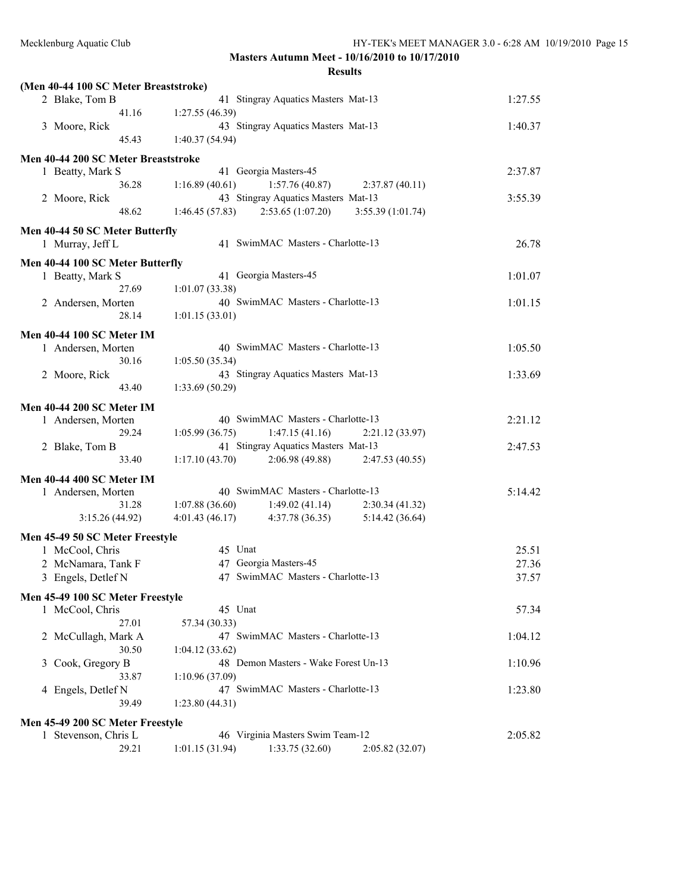**Masters Autumn Meet - 10/16/2010 to 10/17/2010**

**Results**

### (Men 40-44 100 SC Meter Breaststroke)

| | Name | Age | Team | Finals Time |
|---|---|---|---|---|
| 2 | Blake, Tom B | 41 | Stingray Aquatics Masters Mat-13 | 1:27.55 |
| | 41.16 | 1:27.55 (46.39) | | |
| 3 | Moore, Rick | 43 | Stingray Aquatics Masters Mat-13 | 1:40.37 |
| | 45.43 | 1:40.37 (54.94) | | |

### Men 40-44 200 SC Meter Breaststroke

| | Name | Age | Team | Finals Time |
|---|---|---|---|---|
| 1 | Beatty, Mark S | 41 | Georgia Masters-45 | 2:37.87 |
| | 36.28 | 1:16.89 (40.61) | 1:57.76 (40.87) | 2:37.87 (40.11) |
| 2 | Moore, Rick | 43 | Stingray Aquatics Masters Mat-13 | 3:55.39 |
| | 48.62 | 1:46.45 (57.83) | 2:53.65 (1:07.20) | 3:55.39 (1:01.74) |

### Men 40-44 50 SC Meter Butterfly

| | Name | Age | Team | Finals Time |
|---|---|---|---|---|
| 1 | Murray, Jeff L | 41 | SwimMAC Masters - Charlotte-13 | 26.78 |

### Men 40-44 100 SC Meter Butterfly

| | Name | Age | Team | Finals Time |
|---|---|---|---|---|
| 1 | Beatty, Mark S | 41 | Georgia Masters-45 | 1:01.07 |
| | 27.69 | 1:01.07 (33.38) | | |
| 2 | Andersen, Morten | 40 | SwimMAC Masters - Charlotte-13 | 1:01.15 |
| | 28.14 | 1:01.15 (33.01) | | |

### Men 40-44 100 SC Meter IM

| | Name | Age | Team | Finals Time |
|---|---|---|---|---|
| 1 | Andersen, Morten | 40 | SwimMAC Masters - Charlotte-13 | 1:05.50 |
| | 30.16 | 1:05.50 (35.34) | | |
| 2 | Moore, Rick | 43 | Stingray Aquatics Masters Mat-13 | 1:33.69 |
| | 43.40 | 1:33.69 (50.29) | | |

### Men 40-44 200 SC Meter IM

| | Name | Age | Team | Finals Time |
|---|---|---|---|---|
| 1 | Andersen, Morten | 40 | SwimMAC Masters - Charlotte-13 | 2:21.12 |
| | 29.24 | 1:05.99 (36.75) | 1:47.15 (41.16) | 2:21.12 (33.97) |
| 2 | Blake, Tom B | 41 | Stingray Aquatics Masters Mat-13 | 2:47.53 |
| | 33.40 | 1:17.10 (43.70) | 2:06.98 (49.88) | 2:47.53 (40.55) |

### Men 40-44 400 SC Meter IM

| | Name | Age | Team | Finals Time |
|---|---|---|---|---|
| 1 | Andersen, Morten | 40 | SwimMAC Masters - Charlotte-13 | 5:14.42 |
| | 31.28 | 1:07.88 (36.60) | 1:49.02 (41.14) | 2:30.34 (41.32) |
| | 3:15.26 (44.92) | 4:01.43 (46.17) | 4:37.78 (36.35) | 5:14.42 (36.64) |

### Men 45-49 50 SC Meter Freestyle

| | Name | Age | Team | Finals Time |
|---|---|---|---|---|
| 1 | McCool, Chris | 45 | Unat | 25.51 |
| 2 | McNamara, Tank F | 47 | Georgia Masters-45 | 27.36 |
| 3 | Engels, Detlef N | 47 | SwimMAC Masters - Charlotte-13 | 37.57 |

### Men 45-49 100 SC Meter Freestyle

| | Name | Age | Team | Finals Time |
|---|---|---|---|---|
| 1 | McCool, Chris | 45 | Unat | 57.34 |
| | 27.01 | 57.34 (30.33) | | |
| 2 | McCullagh, Mark A | 47 | SwimMAC Masters - Charlotte-13 | 1:04.12 |
| | 30.50 | 1:04.12 (33.62) | | |
| 3 | Cook, Gregory B | 48 | Demon Masters - Wake Forest Un-13 | 1:10.96 |
| | 33.87 | 1:10.96 (37.09) | | |
| 4 | Engels, Detlef N | 47 | SwimMAC Masters - Charlotte-13 | 1:23.80 |
| | 39.49 | 1:23.80 (44.31) | | |

### Men 45-49 200 SC Meter Freestyle

| | Name | Age | Team | Finals Time |
|---|---|---|---|---|
| 1 | Stevenson, Chris L | 46 | Virginia Masters Swim Team-12 | 2:05.82 |
| | 29.21 | 1:01.15 (31.94) | 1:33.75 (32.60) | 2:05.82 (32.07) |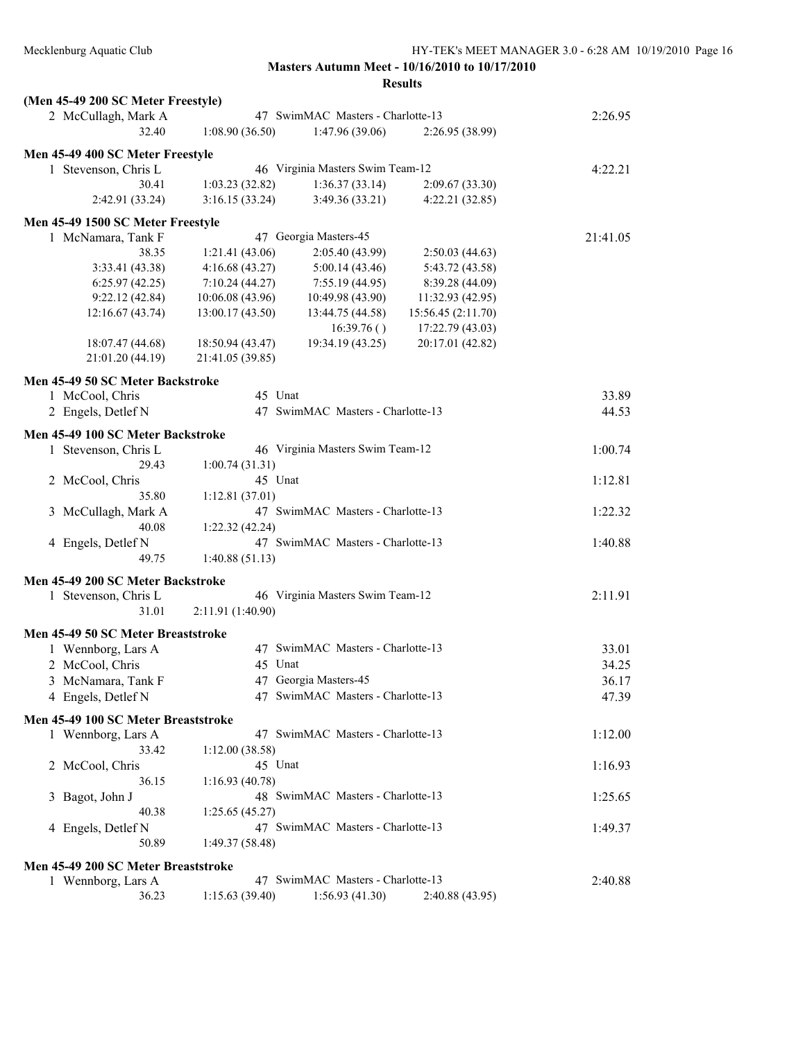**Masters Autumn Meet - 10/16/2010 to 10/17/2010**

**Results**

### (Men 45-49 200 SC Meter Freestyle)

2 McCullagh, Mark A — 47 SwimMAC Masters - Charlotte-13 — 2:26.95
32.40 | 1:08.90 (36.50) | 1:47.96 (39.06) | 2:26.95 (38.99)

### Men 45-49 400 SC Meter Freestyle

1 Stevenson, Chris L — 46 Virginia Masters Swim Team-12 — 4:22.21
30.41 | 1:03.23 (32.82) | 1:36.37 (33.14) | 2:09.67 (33.30)
2:42.91 (33.24) | 3:16.15 (33.24) | 3:49.36 (33.21) | 4:22.21 (32.85)

### Men 45-49 1500 SC Meter Freestyle

1 McNamara, Tank F — 47 Georgia Masters-45 — 21:41.05
38.35 | 1:21.41 (43.06) | 2:05.40 (43.99) | 2:50.03 (44.63)
3:33.41 (43.38) | 4:16.68 (43.27) | 5:00.14 (43.46) | 5:43.72 (43.58)
6:25.97 (42.25) | 7:10.24 (44.27) | 7:55.19 (44.95) | 8:39.28 (44.09)
9:22.12 (42.84) | 10:06.08 (43.96) | 10:49.98 (43.90) | 11:32.93 (42.95)
12:16.67 (43.74) | 13:00.17 (43.50) | 13:44.75 (44.58) | 15:56.45 (2:11.70)
16:39.76 ( ) | 17:22.79 (43.03)
18:07.47 (44.68) | 18:50.94 (43.47) | 19:34.19 (43.25) | 20:17.01 (42.82)
21:01.20 (44.19) | 21:41.05 (39.85)

### Men 45-49 50 SC Meter Backstroke

1 McCool, Chris — 45 Unat — 33.89
2 Engels, Detlef N — 47 SwimMAC Masters - Charlotte-13 — 44.53

### Men 45-49 100 SC Meter Backstroke

1 Stevenson, Chris L — 46 Virginia Masters Swim Team-12 — 1:00.74
29.43 | 1:00.74 (31.31)
2 McCool, Chris — 45 Unat — 1:12.81
35.80 | 1:12.81 (37.01)
3 McCullagh, Mark A — 47 SwimMAC Masters - Charlotte-13 — 1:22.32
40.08 | 1:22.32 (42.24)
4 Engels, Detlef N — 47 SwimMAC Masters - Charlotte-13 — 1:40.88
49.75 | 1:40.88 (51.13)

### Men 45-49 200 SC Meter Backstroke

1 Stevenson, Chris L — 46 Virginia Masters Swim Team-12 — 2:11.91
31.01 | 2:11.91 (1:40.90)

### Men 45-49 50 SC Meter Breaststroke

1 Wennborg, Lars A — 47 SwimMAC Masters - Charlotte-13 — 33.01
2 McCool, Chris — 45 Unat — 34.25
3 McNamara, Tank F — 47 Georgia Masters-45 — 36.17
4 Engels, Detlef N — 47 SwimMAC Masters - Charlotte-13 — 47.39

### Men 45-49 100 SC Meter Breaststroke

1 Wennborg, Lars A — 47 SwimMAC Masters - Charlotte-13 — 1:12.00
33.42 | 1:12.00 (38.58)
2 McCool, Chris — 45 Unat — 1:16.93
36.15 | 1:16.93 (40.78)
3 Bagot, John J — 48 SwimMAC Masters - Charlotte-13 — 1:25.65
40.38 | 1:25.65 (45.27)
4 Engels, Detlef N — 47 SwimMAC Masters - Charlotte-13 — 1:49.37
50.89 | 1:49.37 (58.48)

### Men 45-49 200 SC Meter Breaststroke

1 Wennborg, Lars A — 47 SwimMAC Masters - Charlotte-13 — 2:40.88
36.23 | 1:15.63 (39.40) | 1:56.93 (41.30) | 2:40.88 (43.95)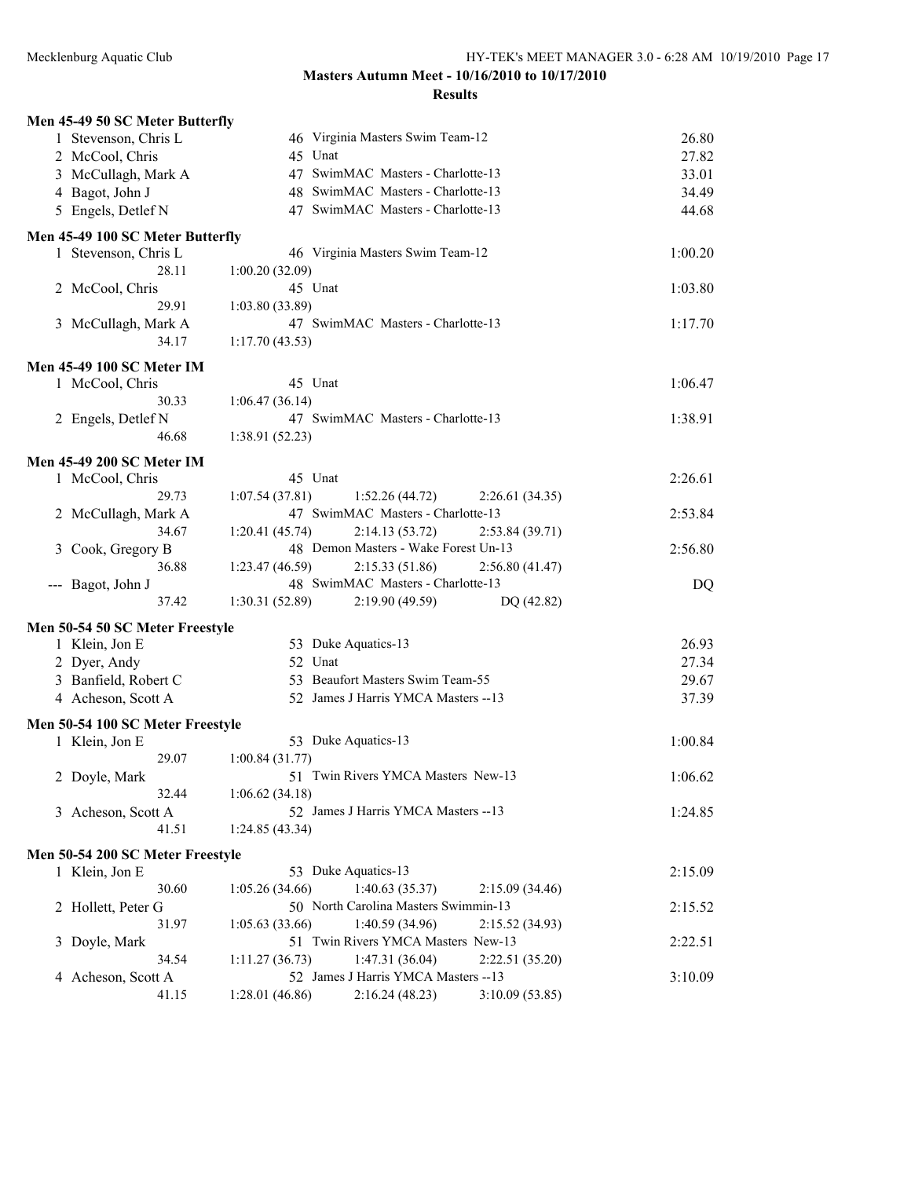Masters Autumn Meet - 10/16/2010 to 10/17/2010

**Results**

### Men 45-49 50 SC Meter Butterfly

| Place | Name | Age | Team | Time |
|---|---|---|---|---|
| 1 | Stevenson, Chris L | 46 | Virginia Masters Swim Team-12 | 26.80 |
| 2 | McCool, Chris | 45 | Unat | 27.82 |
| 3 | McCullagh, Mark A | 47 | SwimMAC Masters - Charlotte-13 | 33.01 |
| 4 | Bagot, John J | 48 | SwimMAC Masters - Charlotte-13 | 34.49 |
| 5 | Engels, Detlef N | 47 | SwimMAC Masters - Charlotte-13 | 44.68 |

### Men 45-49 100 SC Meter Butterfly

| Place | Name | Age | Team | Time |
|---|---|---|---|---|
| 1 | Stevenson, Chris L | 46 | Virginia Masters Swim Team-12 | 1:00.20 |
| | 28.11 | 1:00.20 (32.09) | | |
| 2 | McCool, Chris | 45 | Unat | 1:03.80 |
| | 29.91 | 1:03.80 (33.89) | | |
| 3 | McCullagh, Mark A | 47 | SwimMAC Masters - Charlotte-13 | 1:17.70 |
| | 34.17 | 1:17.70 (43.53) | | |

### Men 45-49 100 SC Meter IM

| Place | Name | Age | Team | Time |
|---|---|---|---|---|
| 1 | McCool, Chris | 45 | Unat | 1:06.47 |
| | 30.33 | 1:06.47 (36.14) | | |
| 2 | Engels, Detlef N | 47 | SwimMAC Masters - Charlotte-13 | 1:38.91 |
| | 46.68 | 1:38.91 (52.23) | | |

### Men 45-49 200 SC Meter IM

| Place | Name | Age | Team | | | Time |
|---|---|---|---|---|---|---|
| 1 | McCool, Chris | 45 | Unat | | | 2:26.61 |
| | 29.73 | 1:07.54 (37.81) | 1:52.26 (44.72) | 2:26.61 (34.35) | | |
| 2 | McCullagh, Mark A | 47 | SwimMAC Masters - Charlotte-13 | | | 2:53.84 |
| | 34.67 | 1:20.41 (45.74) | 2:14.13 (53.72) | 2:53.84 (39.71) | | |
| 3 | Cook, Gregory B | 48 | Demon Masters - Wake Forest Un-13 | | | 2:56.80 |
| | 36.88 | 1:23.47 (46.59) | 2:15.33 (51.86) | 2:56.80 (41.47) | | |
| --- | Bagot, John J | 48 | SwimMAC Masters - Charlotte-13 | | | DQ |
| | 37.42 | 1:30.31 (52.89) | 2:19.90 (49.59) | DQ (42.82) | | |

### Men 50-54 50 SC Meter Freestyle

| Place | Name | Age | Team | Time |
|---|---|---|---|---|
| 1 | Klein, Jon E | 53 | Duke Aquatics-13 | 26.93 |
| 2 | Dyer, Andy | 52 | Unat | 27.34 |
| 3 | Banfield, Robert C | 53 | Beaufort Masters Swim Team-55 | 29.67 |
| 4 | Acheson, Scott A | 52 | James J Harris YMCA Masters --13 | 37.39 |

### Men 50-54 100 SC Meter Freestyle

| Place | Name | Age | Team | Time |
|---|---|---|---|---|
| 1 | Klein, Jon E | 53 | Duke Aquatics-13 | 1:00.84 |
| | 29.07 | 1:00.84 (31.77) | | |
| 2 | Doyle, Mark | 51 | Twin Rivers YMCA Masters New-13 | 1:06.62 |
| | 32.44 | 1:06.62 (34.18) | | |
| 3 | Acheson, Scott A | 52 | James J Harris YMCA Masters --13 | 1:24.85 |
| | 41.51 | 1:24.85 (43.34) | | |

### Men 50-54 200 SC Meter Freestyle

| Place | Name | Age | Team | | | Time |
|---|---|---|---|---|---|---|
| 1 | Klein, Jon E | 53 | Duke Aquatics-13 | | | 2:15.09 |
| | 30.60 | 1:05.26 (34.66) | 1:40.63 (35.37) | 2:15.09 (34.46) | | |
| 2 | Hollett, Peter G | 50 | North Carolina Masters Swimmin-13 | | | 2:15.52 |
| | 31.97 | 1:05.63 (33.66) | 1:40.59 (34.96) | 2:15.52 (34.93) | | |
| 3 | Doyle, Mark | 51 | Twin Rivers YMCA Masters New-13 | | | 2:22.51 |
| | 34.54 | 1:11.27 (36.73) | 1:47.31 (36.04) | 2:22.51 (35.20) | | |
| 4 | Acheson, Scott A | 52 | James J Harris YMCA Masters --13 | | | 3:10.09 |
| | 41.15 | 1:28.01 (46.86) | 2:16.24 (48.23) | 3:10.09 (53.85) | | |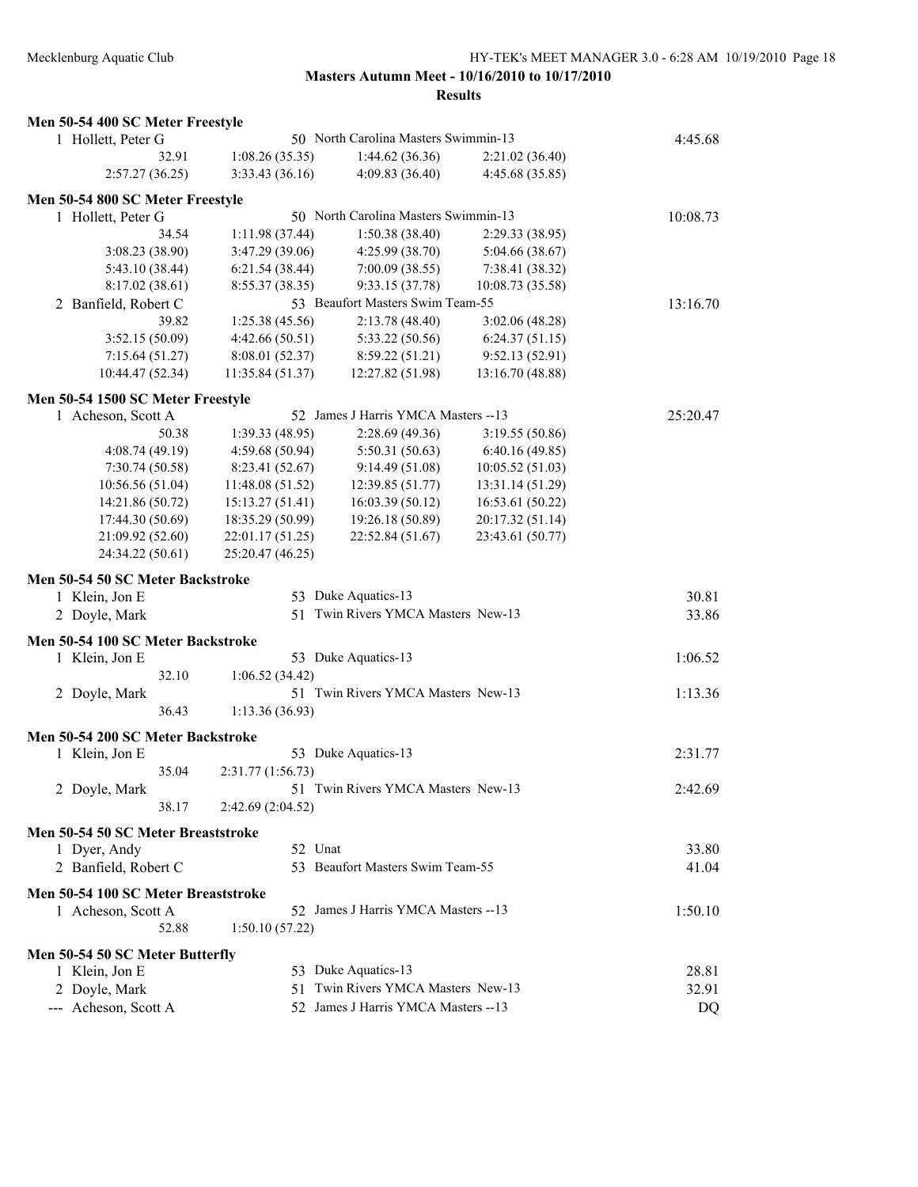**Masters Autumn Meet - 10/16/2010 to 10/17/2010**

**Results**

### Men 50-54 400 SC Meter Freestyle

| Place | Name | Age | Team | | Time |
|---|---|---|---|---|---|
| 1 | Hollett, Peter G | 50 | North Carolina Masters Swimmin-13 | | 4:45.68 |
| | 32.91 | 1:08.26 (35.35) | 1:44.62 (36.36) | 2:21.02 (36.40) | |
| | 2:57.27 (36.25) | 3:33.43 (36.16) | 4:09.83 (36.40) | 4:45.68 (35.85) | |

### Men 50-54 800 SC Meter Freestyle

| Place | Name | Age | Team | | Time |
|---|---|---|---|---|---|
| 1 | Hollett, Peter G | 50 | North Carolina Masters Swimmin-13 | | 10:08.73 |
| | 34.54 | 1:11.98 (37.44) | 1:50.38 (38.40) | 2:29.33 (38.95) | |
| | 3:08.23 (38.90) | 3:47.29 (39.06) | 4:25.99 (38.70) | 5:04.66 (38.67) | |
| | 5:43.10 (38.44) | 6:21.54 (38.44) | 7:00.09 (38.55) | 7:38.41 (38.32) | |
| | 8:17.02 (38.61) | 8:55.37 (38.35) | 9:33.15 (37.78) | 10:08.73 (35.58) | |
| 2 | Banfield, Robert C | 53 | Beaufort Masters Swim Team-55 | | 13:16.70 |
| | 39.82 | 1:25.38 (45.56) | 2:13.78 (48.40) | 3:02.06 (48.28) | |
| | 3:52.15 (50.09) | 4:42.66 (50.51) | 5:33.22 (50.56) | 6:24.37 (51.15) | |
| | 7:15.64 (51.27) | 8:08.01 (52.37) | 8:59.22 (51.21) | 9:52.13 (52.91) | |
| | 10:44.47 (52.34) | 11:35.84 (51.37) | 12:27.82 (51.98) | 13:16.70 (48.88) | |

### Men 50-54 1500 SC Meter Freestyle

| Place | Name | Age | Team | | Time |
|---|---|---|---|---|---|
| 1 | Acheson, Scott A | 52 | James J Harris YMCA Masters --13 | | 25:20.47 |
| | 50.38 | 1:39.33 (48.95) | 2:28.69 (49.36) | 3:19.55 (50.86) | |
| | 4:08.74 (49.19) | 4:59.68 (50.94) | 5:50.31 (50.63) | 6:40.16 (49.85) | |
| | 7:30.74 (50.58) | 8:23.41 (52.67) | 9:14.49 (51.08) | 10:05.52 (51.03) | |
| | 10:56.56 (51.04) | 11:48.08 (51.52) | 12:39.85 (51.77) | 13:31.14 (51.29) | |
| | 14:21.86 (50.72) | 15:13.27 (51.41) | 16:03.39 (50.12) | 16:53.61 (50.22) | |
| | 17:44.30 (50.69) | 18:35.29 (50.99) | 19:26.18 (50.89) | 20:17.32 (51.14) | |
| | 21:09.92 (52.60) | 22:01.17 (51.25) | 22:52.84 (51.67) | 23:43.61 (50.77) | |
| | 24:34.22 (50.61) | 25:20.47 (46.25) | | | |

### Men 50-54 50 SC Meter Backstroke

| Place | Name | Age | Team | Time |
|---|---|---|---|---|
| 1 | Klein, Jon E | 53 | Duke Aquatics-13 | 30.81 |
| 2 | Doyle, Mark | 51 | Twin Rivers YMCA Masters New-13 | 33.86 |

### Men 50-54 100 SC Meter Backstroke

| Place | Name | Age | Team | Time |
|---|---|---|---|---|
| 1 | Klein, Jon E | 53 | Duke Aquatics-13 | 1:06.52 |
| | 32.10 | 1:06.52 (34.42) | | |
| 2 | Doyle, Mark | 51 | Twin Rivers YMCA Masters New-13 | 1:13.36 |
| | 36.43 | 1:13.36 (36.93) | | |

### Men 50-54 200 SC Meter Backstroke

| Place | Name | Age | Team | Time |
|---|---|---|---|---|
| 1 | Klein, Jon E | 53 | Duke Aquatics-13 | 2:31.77 |
| | 35.04 | 2:31.77 (1:56.73) | | |
| 2 | Doyle, Mark | 51 | Twin Rivers YMCA Masters New-13 | 2:42.69 |
| | 38.17 | 2:42.69 (2:04.52) | | |

### Men 50-54 50 SC Meter Breaststroke

| Place | Name | Age | Team | Time |
|---|---|---|---|---|
| 1 | Dyer, Andy | 52 | Unat | 33.80 |
| 2 | Banfield, Robert C | 53 | Beaufort Masters Swim Team-55 | 41.04 |

### Men 50-54 100 SC Meter Breaststroke

| Place | Name | Age | Team | Time |
|---|---|---|---|---|
| 1 | Acheson, Scott A | 52 | James J Harris YMCA Masters --13 | 1:50.10 |
| | 52.88 | 1:50.10 (57.22) | | |

### Men 50-54 50 SC Meter Butterfly

| Place | Name | Age | Team | Time |
|---|---|---|---|---|
| 1 | Klein, Jon E | 53 | Duke Aquatics-13 | 28.81 |
| 2 | Doyle, Mark | 51 | Twin Rivers YMCA Masters New-13 | 32.91 |
| --- | Acheson, Scott A | 52 | James J Harris YMCA Masters --13 | DQ |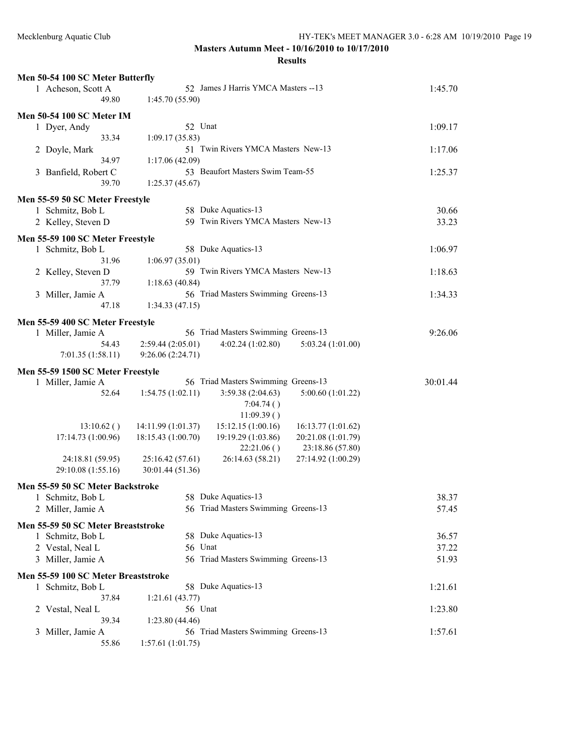**Masters Autumn Meet - 10/16/2010 to 10/17/2010**

**Results**

### Men 50-54 100 SC Meter Butterfly

1 Acheson, Scott A — 52 James J Harris YMCA Masters --13 — 1:45.70
49.80 — 1:45.70 (55.90)

### Men 50-54 100 SC Meter IM

1 Dyer, Andy — 52 Unat — 1:09.17
33.34 — 1:09.17 (35.83)

2 Doyle, Mark — 51 Twin Rivers YMCA Masters New-13 — 1:17.06
34.97 — 1:17.06 (42.09)

3 Banfield, Robert C — 53 Beaufort Masters Swim Team-55 — 1:25.37
39.70 — 1:25.37 (45.67)

### Men 55-59 50 SC Meter Freestyle

1 Schmitz, Bob L — 58 Duke Aquatics-13 — 30.66

2 Kelley, Steven D — 59 Twin Rivers YMCA Masters New-13 — 33.23

### Men 55-59 100 SC Meter Freestyle

1 Schmitz, Bob L — 58 Duke Aquatics-13 — 1:06.97
31.96 — 1:06.97 (35.01)

2 Kelley, Steven D — 59 Twin Rivers YMCA Masters New-13 — 1:18.63
37.79 — 1:18.63 (40.84)

3 Miller, Jamie A — 56 Triad Masters Swimming Greens-13 — 1:34.33
47.18 — 1:34.33 (47.15)

### Men 55-59 400 SC Meter Freestyle

1 Miller, Jamie A — 56 Triad Masters Swimming Greens-13 — 9:26.06
54.43 — 2:59.44 (2:05.01) — 4:02.24 (1:02.80) — 5:03.24 (1:01.00)
7:01.35 (1:58.11) — 9:26.06 (2:24.71)

### Men 55-59 1500 SC Meter Freestyle

1 Miller, Jamie A — 56 Triad Masters Swimming Greens-13 — 30:01.44
52.64 — 1:54.75 (1:02.11) — 3:59.38 (2:04.63) — 5:00.60 (1:01.22)
7:04.74 ( )
11:09.39 ( )
13:10.62 ( ) — 14:11.99 (1:01.37) — 15:12.15 (1:00.16) — 16:13.77 (1:01.62)
17:14.73 (1:00.96) — 18:15.43 (1:00.70) — 19:19.29 (1:03.86) — 20:21.08 (1:01.79)
22:21.06 ( ) — 23:18.86 (57.80)
24:18.81 (59.95) — 25:16.42 (57.61) — 26:14.63 (58.21) — 27:14.92 (1:00.29)
29:10.08 (1:55.16) — 30:01.44 (51.36)

### Men 55-59 50 SC Meter Backstroke

1 Schmitz, Bob L — 58 Duke Aquatics-13 — 38.37

2 Miller, Jamie A — 56 Triad Masters Swimming Greens-13 — 57.45

### Men 55-59 50 SC Meter Breaststroke

1 Schmitz, Bob L — 58 Duke Aquatics-13 — 36.57

2 Vestal, Neal L — 56 Unat — 37.22

3 Miller, Jamie A — 56 Triad Masters Swimming Greens-13 — 51.93

### Men 55-59 100 SC Meter Breaststroke

1 Schmitz, Bob L — 58 Duke Aquatics-13 — 1:21.61
37.84 — 1:21.61 (43.77)

2 Vestal, Neal L — 56 Unat — 1:23.80
39.34 — 1:23.80 (44.46)

3 Miller, Jamie A — 56 Triad Masters Swimming Greens-13 — 1:57.61
55.86 — 1:57.61 (1:01.75)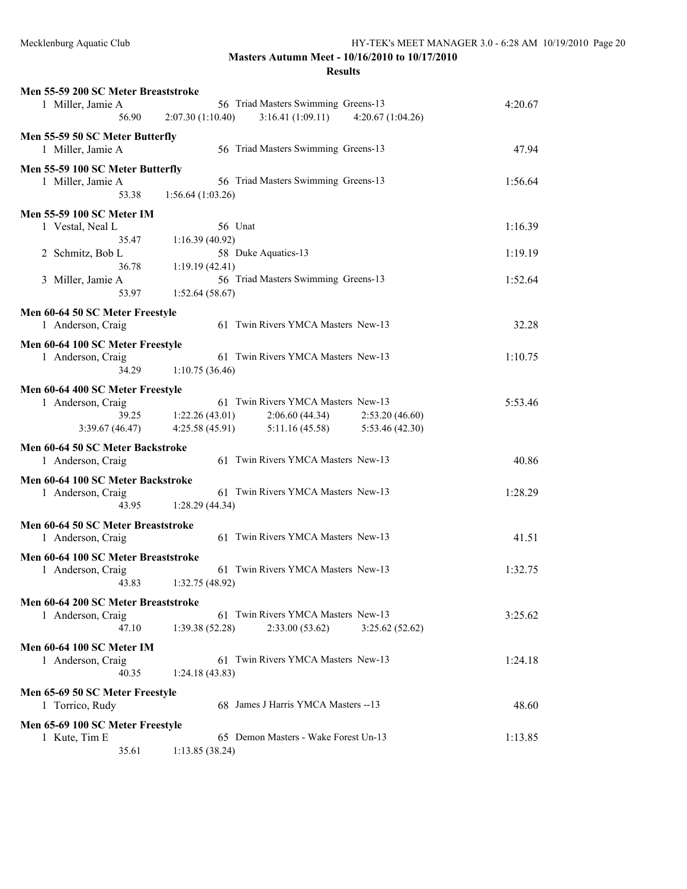**Masters Autumn Meet - 10/16/2010 to 10/17/2010**

**Results**

**Men 55-59 200 SC Meter Breaststroke**

```
  1 Miller, Jamie A                56 Triad Masters Swimming Greens-13              4:20.67
            56.90     2:07.30 (1:10.40)    3:16.41 (1:09.11)    4:20.67 (1:04.26)
```

**Men 55-59 50 SC Meter Butterfly**

```
  1 Miller, Jamie A                56 Triad Masters Swimming Greens-13                47.94
```

**Men 55-59 100 SC Meter Butterfly**

```
  1 Miller, Jamie A                56 Triad Masters Swimming Greens-13              1:56.64
            53.38     1:56.64 (1:03.26)
```

**Men 55-59 100 SC Meter IM**

```
  1 Vestal, Neal L                 56 Unat                                          1:16.39
            35.47     1:16.39 (40.92)
  2 Schmitz, Bob L                 58 Duke Aquatics-13                              1:19.19
            36.78     1:19.19 (42.41)
  3 Miller, Jamie A                56 Triad Masters Swimming Greens-13              1:52.64
            53.97     1:52.64 (58.67)
```

**Men 60-64 50 SC Meter Freestyle**

```
  1 Anderson, Craig                61 Twin Rivers YMCA Masters New-13                 32.28
```

**Men 60-64 100 SC Meter Freestyle**

```
  1 Anderson, Craig                61 Twin Rivers YMCA Masters New-13               1:10.75
            34.29     1:10.75 (36.46)
```

**Men 60-64 400 SC Meter Freestyle**

```
  1 Anderson, Craig                61 Twin Rivers YMCA Masters New-13               5:53.46
            39.25     1:22.26 (43.01)    2:06.60 (44.34)    2:53.20 (46.60)
  3:39.67 (46.47)     4:25.58 (45.91)    5:11.16 (45.58)    5:53.46 (42.30)
```

**Men 60-64 50 SC Meter Backstroke**

```
  1 Anderson, Craig                61 Twin Rivers YMCA Masters New-13                 40.86
```

**Men 60-64 100 SC Meter Backstroke**

```
  1 Anderson, Craig                61 Twin Rivers YMCA Masters New-13               1:28.29
            43.95     1:28.29 (44.34)
```

**Men 60-64 50 SC Meter Breaststroke**

```
  1 Anderson, Craig                61 Twin Rivers YMCA Masters New-13                 41.51
```

**Men 60-64 100 SC Meter Breaststroke**

```
  1 Anderson, Craig                61 Twin Rivers YMCA Masters New-13               1:32.75
            43.83     1:32.75 (48.92)
```

**Men 60-64 200 SC Meter Breaststroke**

```
  1 Anderson, Craig                61 Twin Rivers YMCA Masters New-13               3:25.62
            47.10     1:39.38 (52.28)    2:33.00 (53.62)    3:25.62 (52.62)
```

**Men 60-64 100 SC Meter IM**

```
  1 Anderson, Craig                61 Twin Rivers YMCA Masters New-13               1:24.18
            40.35     1:24.18 (43.83)
```

**Men 65-69 50 SC Meter Freestyle**

```
  1 Torrico, Rudy                  68 James J Harris YMCA Masters --13                48.60
```

**Men 65-69 100 SC Meter Freestyle**

```
  1 Kute, Tim E                    65 Demon Masters - Wake Forest Un-13             1:13.85
            35.61     1:13.85 (38.24)
```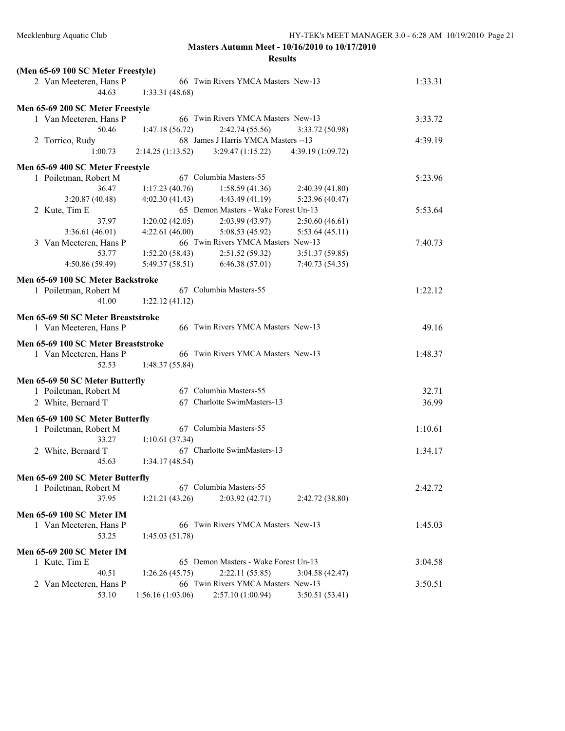**Masters Autumn Meet - 10/16/2010 to 10/17/2010**

**Results**

**(Men 65-69 100 SC Meter Freestyle)**

| | Name | Age | Team | Time |
|---|---|---|---|---|
| 2 | Van Meeteren, Hans P | 66 | Twin Rivers YMCA Masters New-13 | 1:33.31 |
| | 44.63 | 1:33.31 (48.68) | | |

**Men 65-69 200 SC Meter Freestyle**

| | Name | Age | Team | | Time |
|---|---|---|---|---|---|
| 1 | Van Meeteren, Hans P | 66 | Twin Rivers YMCA Masters New-13 | | 3:33.72 |
| | 50.46 | 1:47.18 (56.72) | 2:42.74 (55.56) | 3:33.72 (50.98) | |
| 2 | Torrico, Rudy | 68 | James J Harris YMCA Masters --13 | | 4:39.19 |
| | 1:00.73 | 2:14.25 (1:13.52) | 3:29.47 (1:15.22) | 4:39.19 (1:09.72) | |

**Men 65-69 400 SC Meter Freestyle**

| | Name | Age | Team | | Time |
|---|---|---|---|---|---|
| 1 | Poiletman, Robert M | 67 | Columbia Masters-55 | | 5:23.96 |
| | 36.47 | 1:17.23 (40.76) | 1:58.59 (41.36) | 2:40.39 (41.80) | |
| | 3:20.87 (40.48) | 4:02.30 (41.43) | 4:43.49 (41.19) | 5:23.96 (40.47) | |
| 2 | Kute, Tim E | 65 | Demon Masters - Wake Forest Un-13 | | 5:53.64 |
| | 37.97 | 1:20.02 (42.05) | 2:03.99 (43.97) | 2:50.60 (46.61) | |
| | 3:36.61 (46.01) | 4:22.61 (46.00) | 5:08.53 (45.92) | 5:53.64 (45.11) | |
| 3 | Van Meeteren, Hans P | 66 | Twin Rivers YMCA Masters New-13 | | 7:40.73 |
| | 53.77 | 1:52.20 (58.43) | 2:51.52 (59.32) | 3:51.37 (59.85) | |
| | 4:50.86 (59.49) | 5:49.37 (58.51) | 6:46.38 (57.01) | 7:40.73 (54.35) | |

**Men 65-69 100 SC Meter Backstroke**

| | Name | Age | Team | Time |
|---|---|---|---|---|
| 1 | Poiletman, Robert M | 67 | Columbia Masters-55 | 1:22.12 |
| | 41.00 | 1:22.12 (41.12) | | |

**Men 65-69 50 SC Meter Breaststroke**

| | Name | Age | Team | Time |
|---|---|---|---|---|
| 1 | Van Meeteren, Hans P | 66 | Twin Rivers YMCA Masters New-13 | 49.16 |

**Men 65-69 100 SC Meter Breaststroke**

| | Name | Age | Team | Time |
|---|---|---|---|---|
| 1 | Van Meeteren, Hans P | 66 | Twin Rivers YMCA Masters New-13 | 1:48.37 |
| | 52.53 | 1:48.37 (55.84) | | |

**Men 65-69 50 SC Meter Butterfly**

| | Name | Age | Team | Time |
|---|---|---|---|---|
| 1 | Poiletman, Robert M | 67 | Columbia Masters-55 | 32.71 |
| 2 | White, Bernard T | 67 | Charlotte SwimMasters-13 | 36.99 |

**Men 65-69 100 SC Meter Butterfly**

| | Name | Age | Team | Time |
|---|---|---|---|---|
| 1 | Poiletman, Robert M | 67 | Columbia Masters-55 | 1:10.61 |
| | 33.27 | 1:10.61 (37.34) | | |
| 2 | White, Bernard T | 67 | Charlotte SwimMasters-13 | 1:34.17 |
| | 45.63 | 1:34.17 (48.54) | | |

**Men 65-69 200 SC Meter Butterfly**

| | Name | Age | Team | | Time |
|---|---|---|---|---|---|
| 1 | Poiletman, Robert M | 67 | Columbia Masters-55 | | 2:42.72 |
| | 37.95 | 1:21.21 (43.26) | 2:03.92 (42.71) | 2:42.72 (38.80) | |

**Men 65-69 100 SC Meter IM**

| | Name | Age | Team | Time |
|---|---|---|---|---|
| 1 | Van Meeteren, Hans P | 66 | Twin Rivers YMCA Masters New-13 | 1:45.03 |
| | 53.25 | 1:45.03 (51.78) | | |

**Men 65-69 200 SC Meter IM**

| | Name | Age | Team | | Time |
|---|---|---|---|---|---|
| 1 | Kute, Tim E | 65 | Demon Masters - Wake Forest Un-13 | | 3:04.58 |
| | 40.51 | 1:26.26 (45.75) | 2:22.11 (55.85) | 3:04.58 (42.47) | |
| 2 | Van Meeteren, Hans P | 66 | Twin Rivers YMCA Masters New-13 | | 3:50.51 |
| | 53.10 | 1:56.16 (1:03.06) | 2:57.10 (1:00.94) | 3:50.51 (53.41) | |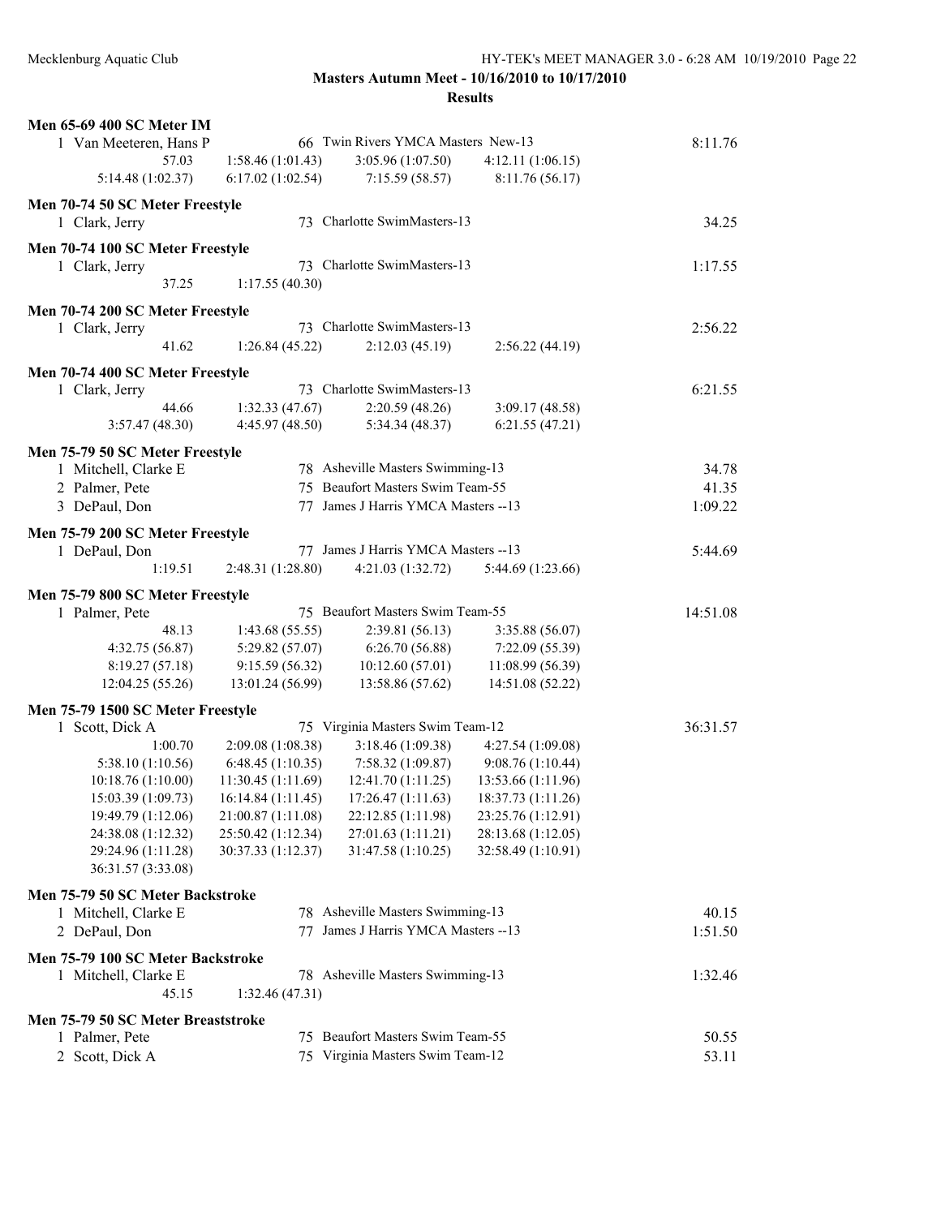**Masters Autumn Meet - 10/16/2010 to 10/17/2010**

**Results**

### Men 65-69 400 SC Meter IM

1 Van Meeteren, Hans P — 66 Twin Rivers YMCA Masters New-13 — 8:11.76

57.03, 1:58.46 (1:01.43), 3:05.96 (1:07.50), 4:12.11 (1:06.15)
5:14.48 (1:02.37), 6:17.02 (1:02.54), 7:15.59 (58.57), 8:11.76 (56.17)

### Men 70-74 50 SC Meter Freestyle

1 Clark, Jerry — 73 Charlotte SwimMasters-13 — 34.25

### Men 70-74 100 SC Meter Freestyle

1 Clark, Jerry — 73 Charlotte SwimMasters-13 — 1:17.55

37.25, 1:17.55 (40.30)

### Men 70-74 200 SC Meter Freestyle

1 Clark, Jerry — 73 Charlotte SwimMasters-13 — 2:56.22

41.62, 1:26.84 (45.22), 2:12.03 (45.19), 2:56.22 (44.19)

### Men 70-74 400 SC Meter Freestyle

1 Clark, Jerry — 73 Charlotte SwimMasters-13 — 6:21.55

44.66, 1:32.33 (47.67), 2:20.59 (48.26), 3:09.17 (48.58)
3:57.47 (48.30), 4:45.97 (48.50), 5:34.34 (48.37), 6:21.55 (47.21)

### Men 75-79 50 SC Meter Freestyle

1 Mitchell, Clarke E — 78 Asheville Masters Swimming-13 — 34.78
2 Palmer, Pete — 75 Beaufort Masters Swim Team-55 — 41.35
3 DePaul, Don — 77 James J Harris YMCA Masters --13 — 1:09.22

### Men 75-79 200 SC Meter Freestyle

1 DePaul, Don — 77 James J Harris YMCA Masters --13 — 5:44.69

1:19.51, 2:48.31 (1:28.80), 4:21.03 (1:32.72), 5:44.69 (1:23.66)

### Men 75-79 800 SC Meter Freestyle

1 Palmer, Pete — 75 Beaufort Masters Swim Team-55 — 14:51.08

48.13, 1:43.68 (55.55), 2:39.81 (56.13), 3:35.88 (56.07)
4:32.75 (56.87), 5:29.82 (57.07), 6:26.70 (56.88), 7:22.09 (55.39)
8:19.27 (57.18), 9:15.59 (56.32), 10:12.60 (57.01), 11:08.99 (56.39)
12:04.25 (55.26), 13:01.24 (56.99), 13:58.86 (57.62), 14:51.08 (52.22)

### Men 75-79 1500 SC Meter Freestyle

1 Scott, Dick A — 75 Virginia Masters Swim Team-12 — 36:31.57

1:00.70, 2:09.08 (1:08.38), 3:18.46 (1:09.38), 4:27.54 (1:09.08)
5:38.10 (1:10.56), 6:48.45 (1:10.35), 7:58.32 (1:09.87), 9:08.76 (1:10.44)
10:18.76 (1:10.00), 11:30.45 (1:11.69), 12:41.70 (1:11.25), 13:53.66 (1:11.96)
15:03.39 (1:09.73), 16:14.84 (1:11.45), 17:26.47 (1:11.63), 18:37.73 (1:11.26)
19:49.79 (1:12.06), 21:00.87 (1:11.08), 22:12.85 (1:11.98), 23:25.76 (1:12.91)
24:38.08 (1:12.32), 25:50.42 (1:12.34), 27:01.63 (1:11.21), 28:13.68 (1:12.05)
29:24.96 (1:11.28), 30:37.33 (1:12.37), 31:47.58 (1:10.25), 32:58.49 (1:10.91)
36:31.57 (3:33.08)

### Men 75-79 50 SC Meter Backstroke

1 Mitchell, Clarke E — 78 Asheville Masters Swimming-13 — 40.15
2 DePaul, Don — 77 James J Harris YMCA Masters --13 — 1:51.50

### Men 75-79 100 SC Meter Backstroke

1 Mitchell, Clarke E — 78 Asheville Masters Swimming-13 — 1:32.46

45.15, 1:32.46 (47.31)

### Men 75-79 50 SC Meter Breaststroke

1 Palmer, Pete — 75 Beaufort Masters Swim Team-55 — 50.55
2 Scott, Dick A — 75 Virginia Masters Swim Team-12 — 53.11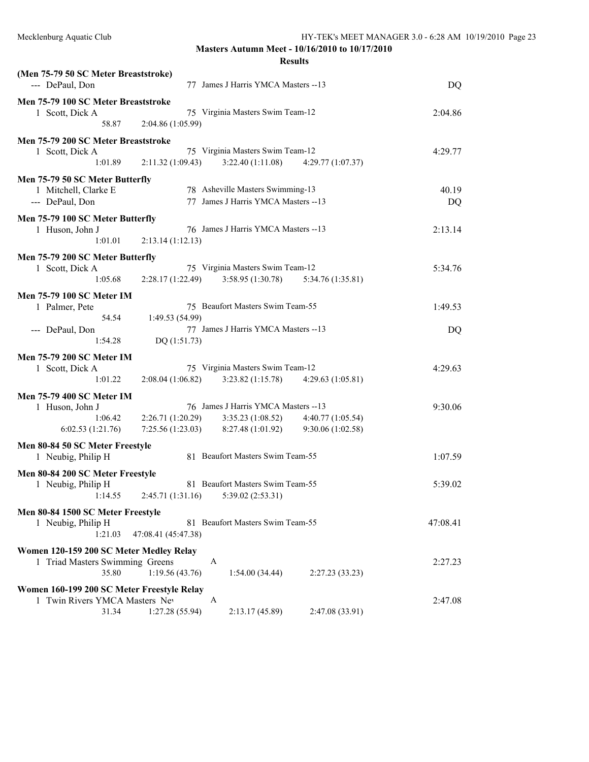**Masters Autumn Meet - 10/16/2010 to 10/17/2010**

**Results**

**(Men 75-79 50 SC Meter Breaststroke)**

--- DePaul, Don 77 James J Harris YMCA Masters --13 DQ

**Men 75-79 100 SC Meter Breaststroke**

1 Scott, Dick A 75 Virginia Masters Swim Team-12 2:04.86
58.87 2:04.86 (1:05.99)

**Men 75-79 200 SC Meter Breaststroke**

1 Scott, Dick A 75 Virginia Masters Swim Team-12 4:29.77
1:01.89 2:11.32 (1:09.43) 3:22.40 (1:11.08) 4:29.77 (1:07.37)

**Men 75-79 50 SC Meter Butterfly**

1 Mitchell, Clarke E 78 Asheville Masters Swimming-13 40.19
--- DePaul, Don 77 James J Harris YMCA Masters --13 DQ

**Men 75-79 100 SC Meter Butterfly**

1 Huson, John J 76 James J Harris YMCA Masters --13 2:13.14
1:01.01 2:13.14 (1:12.13)

**Men 75-79 200 SC Meter Butterfly**

1 Scott, Dick A 75 Virginia Masters Swim Team-12 5:34.76
1:05.68 2:28.17 (1:22.49) 3:58.95 (1:30.78) 5:34.76 (1:35.81)

**Men 75-79 100 SC Meter IM**

1 Palmer, Pete 75 Beaufort Masters Swim Team-55 1:49.53
54.54 1:49.53 (54.99)
--- DePaul, Don 77 James J Harris YMCA Masters --13 DQ
1:54.28 DQ (1:51.73)

**Men 75-79 200 SC Meter IM**

1 Scott, Dick A 75 Virginia Masters Swim Team-12 4:29.63
1:01.22 2:08.04 (1:06.82) 3:23.82 (1:15.78) 4:29.63 (1:05.81)

**Men 75-79 400 SC Meter IM**

1 Huson, John J 76 James J Harris YMCA Masters --13 9:30.06
1:06.42 2:26.71 (1:20.29) 3:35.23 (1:08.52) 4:40.77 (1:05.54)
6:02.53 (1:21.76) 7:25.56 (1:23.03) 8:27.48 (1:01.92) 9:30.06 (1:02.58)

**Men 80-84 50 SC Meter Freestyle**

1 Neubig, Philip H 81 Beaufort Masters Swim Team-55 1:07.59

**Men 80-84 200 SC Meter Freestyle**

1 Neubig, Philip H 81 Beaufort Masters Swim Team-55 5:39.02
1:14.55 2:45.71 (1:31.16) 5:39.02 (2:53.31)

**Men 80-84 1500 SC Meter Freestyle**

1 Neubig, Philip H 81 Beaufort Masters Swim Team-55 47:08.41
1:21.03 47:08.41 (45:47.38)

**Women 120-159 200 SC Meter Medley Relay**

1 Triad Masters Swimming Greens A 2:27.23
35.80 1:19.56 (43.76) 1:54.00 (34.44) 2:27.23 (33.23)

**Women 160-199 200 SC Meter Freestyle Relay**

1 Twin Rivers YMCA Masters Nev A 2:47.08
31.34 1:27.28 (55.94) 2:13.17 (45.89) 2:47.08 (33.91)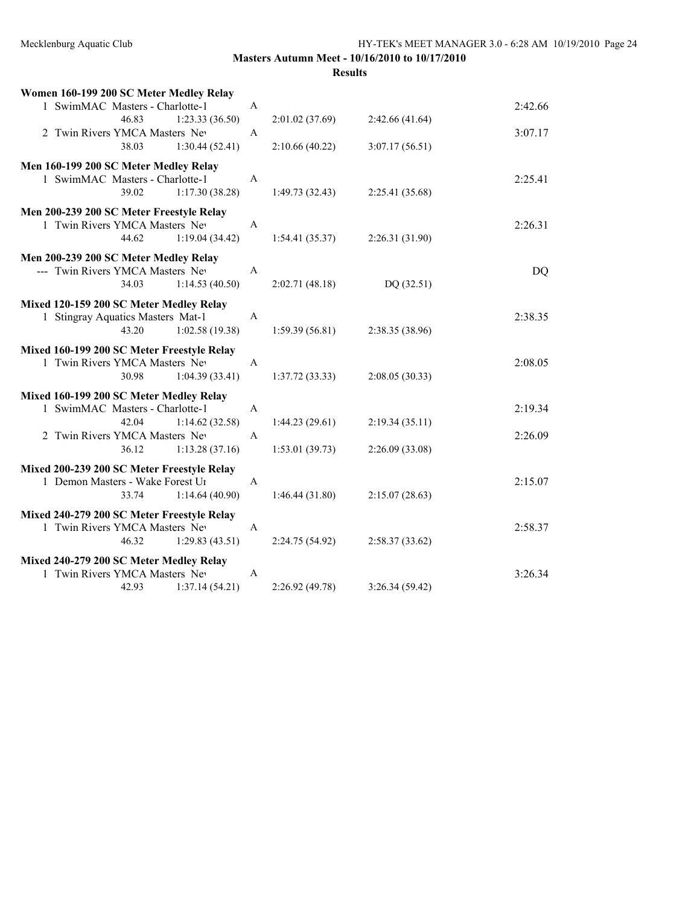**Masters Autumn Meet - 10/16/2010 to 10/17/2010**

**Results**

**Women 160-199 200 SC Meter Medley Relay**

| | | | | | |
|---|---|---|---|---|---|
| 1 SwimMAC Masters - Charlotte-1 | | A | | | 2:42.66 |
| 46.83 | 1:23.33 (36.50) | | 2:01.02 (37.69) | 2:42.66 (41.64) | |
| 2 Twin Rivers YMCA Masters Nev | | A | | | 3:07.17 |
| 38.03 | 1:30.44 (52.41) | | 2:10.66 (40.22) | 3:07.17 (56.51) | |

**Men 160-199 200 SC Meter Medley Relay**

| | | | | | |
|---|---|---|---|---|---|
| 1 SwimMAC Masters - Charlotte-1 | | A | | | 2:25.41 |
| 39.02 | 1:17.30 (38.28) | | 1:49.73 (32.43) | 2:25.41 (35.68) | |

**Men 200-239 200 SC Meter Freestyle Relay**

| | | | | | |
|---|---|---|---|---|---|
| 1 Twin Rivers YMCA Masters Nev | | A | | | 2:26.31 |
| 44.62 | 1:19.04 (34.42) | | 1:54.41 (35.37) | 2:26.31 (31.90) | |

**Men 200-239 200 SC Meter Medley Relay**

| | | | | | |
|---|---|---|---|---|---|
| --- Twin Rivers YMCA Masters Nev | | A | | | DQ |
| 34.03 | 1:14.53 (40.50) | | 2:02.71 (48.18) | DQ (32.51) | |

**Mixed 120-159 200 SC Meter Medley Relay**

| | | | | | |
|---|---|---|---|---|---|
| 1 Stingray Aquatics Masters Mat-1 | | A | | | 2:38.35 |
| 43.20 | 1:02.58 (19.38) | | 1:59.39 (56.81) | 2:38.35 (38.96) | |

**Mixed 160-199 200 SC Meter Freestyle Relay**

| | | | | | |
|---|---|---|---|---|---|
| 1 Twin Rivers YMCA Masters Nev | | A | | | 2:08.05 |
| 30.98 | 1:04.39 (33.41) | | 1:37.72 (33.33) | 2:08.05 (30.33) | |

**Mixed 160-199 200 SC Meter Medley Relay**

| | | | | | |
|---|---|---|---|---|---|
| 1 SwimMAC Masters - Charlotte-1 | | A | | | 2:19.34 |
| 42.04 | 1:14.62 (32.58) | | 1:44.23 (29.61) | 2:19.34 (35.11) | |
| 2 Twin Rivers YMCA Masters Nev | | A | | | 2:26.09 |
| 36.12 | 1:13.28 (37.16) | | 1:53.01 (39.73) | 2:26.09 (33.08) | |

**Mixed 200-239 200 SC Meter Freestyle Relay**

| | | | | | |
|---|---|---|---|---|---|
| 1 Demon Masters - Wake Forest Ur | | A | | | 2:15.07 |
| 33.74 | 1:14.64 (40.90) | | 1:46.44 (31.80) | 2:15.07 (28.63) | |

**Mixed 240-279 200 SC Meter Freestyle Relay**

| | | | | | |
|---|---|---|---|---|---|
| 1 Twin Rivers YMCA Masters Nev | | A | | | 2:58.37 |
| 46.32 | 1:29.83 (43.51) | | 2:24.75 (54.92) | 2:58.37 (33.62) | |

**Mixed 240-279 200 SC Meter Medley Relay**

| | | | | | |
|---|---|---|---|---|---|
| 1 Twin Rivers YMCA Masters Nev | | A | | | 3:26.34 |
| 42.93 | 1:37.14 (54.21) | | 2:26.92 (49.78) | 3:26.34 (59.42) | |